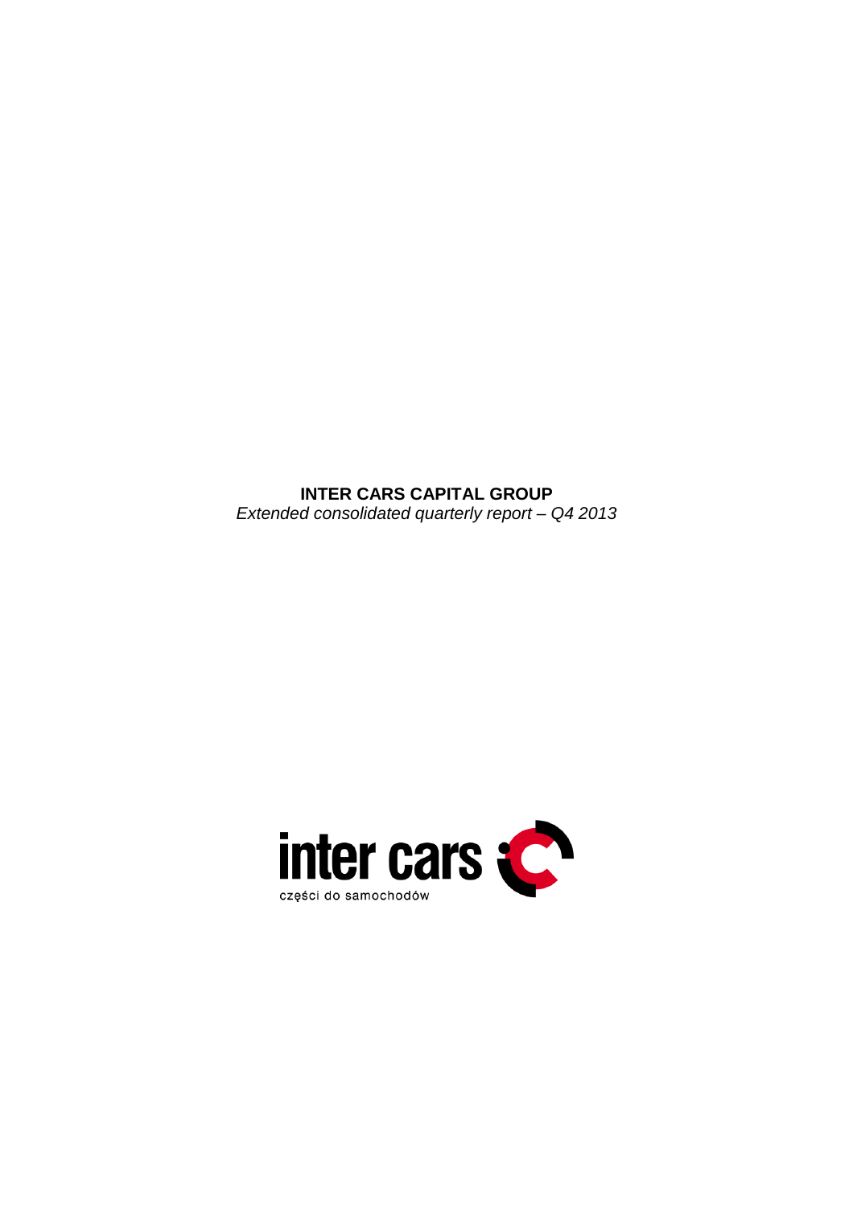**INTER CARS CAPITAL GROUP**

*Extended consolidated quarterly report – Q4 2013*

inter cars

części do samochodów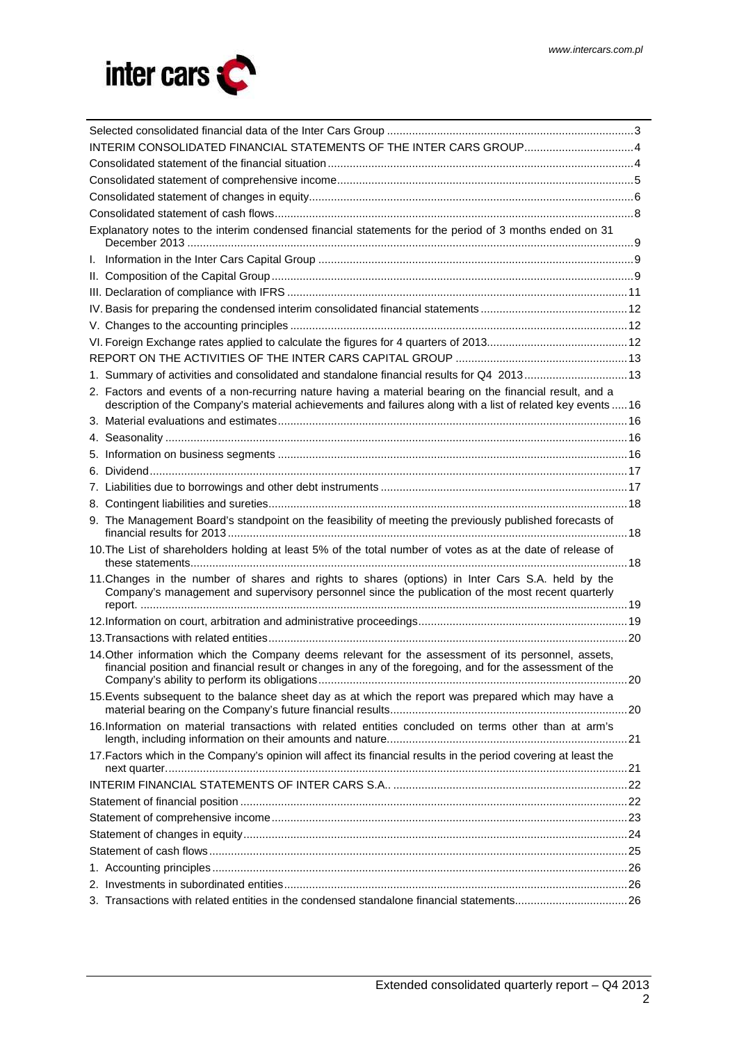| | |
|---|---|
| Selected consolidated financial data of the Inter Cars Group | 3 |
| INTERIM CONSOLIDATED FINANCIAL STATEMENTS OF THE INTER CARS GROUP | 4 |
| Consolidated statement of the financial situation | 4 |
| Consolidated statement of comprehensive income | 5 |
| Consolidated statement of changes in equity | 6 |
| Consolidated statement of cash flows | 8 |
| Explanatory notes to the interim condensed financial statements for the period of 3 months ended on 31 December 2013 | 9 |
| I. Information in the Inter Cars Capital Group | 9 |
| II. Composition of the Capital Group | 9 |
| III. Declaration of compliance with IFRS | 11 |
| IV. Basis for preparing the condensed interim consolidated financial statements | 12 |
| V. Changes to the accounting principles | 12 |
| VI. Foreign Exchange rates applied to calculate the figures for 4 quarters of 2013 | 12 |
| REPORT ON THE ACTIVITIES OF THE INTER CARS CAPITAL GROUP | 13 |
| 1. Summary of activities and consolidated and standalone financial results for Q4 2013 | 13 |
| 2. Factors and events of a non-recurring nature having a material bearing on the financial result, and a description of the Company's material achievements and failures along with a list of related key events | 16 |
| 3. Material evaluations and estimates | 16 |
| 4. Seasonality | 16 |
| 5. Information on business segments | 16 |
| 6. Dividend | 17 |
| 7. Liabilities due to borrowings and other debt instruments | 17 |
| 8. Contingent liabilities and sureties | 18 |
| 9. The Management Board's standpoint on the feasibility of meeting the previously published forecasts of financial results for 2013 | 18 |
| 10. The List of shareholders holding at least 5% of the total number of votes as at the date of release of these statements | 18 |
| 11. Changes in the number of shares and rights to shares (options) in Inter Cars S.A. held by the Company's management and supervisory personnel since the publication of the most recent quarterly report. | 19 |
| 12. Information on court, arbitration and administrative proceedings | 19 |
| 13. Transactions with related entities | 20 |
| 14. Other information which the Company deems relevant for the assessment of its personnel, assets, financial position and financial result or changes in any of the foregoing, and for the assessment of the Company's ability to perform its obligations | 20 |
| 15. Events subsequent to the balance sheet day as at which the report was prepared which may have a material bearing on the Company's future financial results | 20 |
| 16. Information on material transactions with related entities concluded on terms other than at arm's length, including information on their amounts and nature | 21 |
| 17. Factors which in the Company's opinion will affect its financial results in the period covering at least the next quarter | 21 |
| INTERIM FINANCIAL STATEMENTS OF INTER CARS S.A. | 22 |
| Statement of financial position | 22 |
| Statement of comprehensive income | 23 |
| Statement of changes in equity | 24 |
| Statement of cash flows | 25 |
| 1. Accounting principles | 26 |
| 2. Investments in subordinated entities | 26 |
| 3. Transactions with related entities in the condensed standalone financial statements | 26 |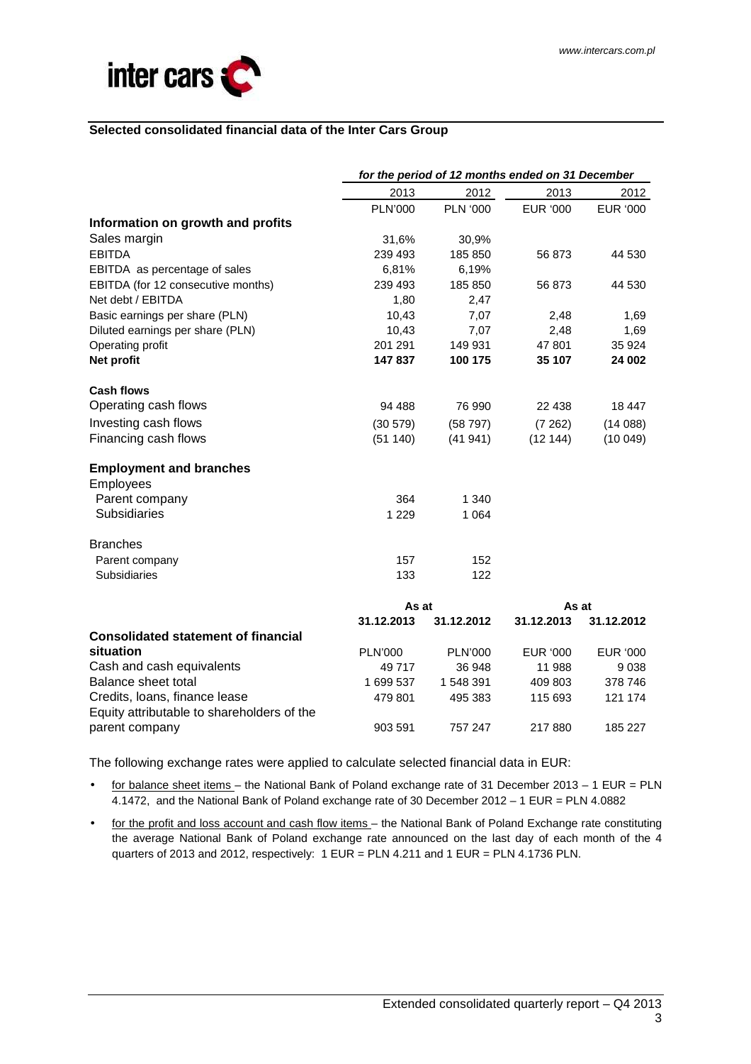## Selected consolidated financial data of the Inter Cars Group

| | *for the period of 12 months ended on 31 December* | | | |
|---|---|---|---|---|
| | 2013 | 2012 | 2013 | 2012 |
| | PLN'000 | PLN '000 | EUR '000 | EUR '000 |
| **Information on growth and profits** | | | | |
| Sales margin | 31,6% | 30,9% | | |
| EBITDA | 239 493 | 185 850 | 56 873 | 44 530 |
| EBITDA as percentage of sales | 6,81% | 6,19% | | |
| EBITDA (for 12 consecutive months) | 239 493 | 185 850 | 56 873 | 44 530 |
| Net debt / EBITDA | 1,80 | 2,47 | | |
| Basic earnings per share (PLN) | 10,43 | 7,07 | 2,48 | 1,69 |
| Diluted earnings per share (PLN) | 10,43 | 7,07 | 2,48 | 1,69 |
| Operating profit | 201 291 | 149 931 | 47 801 | 35 924 |
| **Net profit** | **147 837** | **100 175** | **35 107** | **24 002** |
| **Cash flows** | | | | |
| Operating cash flows | 94 488 | 76 990 | 22 438 | 18 447 |
| Investing cash flows | (30 579) | (58 797) | (7 262) | (14 088) |
| Financing cash flows | (51 140) | (41 941) | (12 144) | (10 049) |
| **Employment and branches** | | | | |
| Employees | | | | |
| Parent company | 364 | 1 340 | | |
| Subsidiaries | 1 229 | 1 064 | | |
| Branches | | | | |
| Parent company | 157 | 152 | | |
| Subsidiaries | 133 | 122 | | |

| | As at | | As at | |
|---|---|---|---|---|
| | **31.12.2013** | **31.12.2012** | **31.12.2013** | **31.12.2012** |
| **Consolidated statement of financial situation** | PLN'000 | PLN'000 | EUR '000 | EUR '000 |
| Cash and cash equivalents | 49 717 | 36 948 | 11 988 | 9 038 |
| Balance sheet total | 1 699 537 | 1 548 391 | 409 803 | 378 746 |
| Credits, loans, finance lease | 479 801 | 495 383 | 115 693 | 121 174 |
| Equity attributable to shareholders of the parent company | 903 591 | 757 247 | 217 880 | 185 227 |

The following exchange rates were applied to calculate selected financial data in EUR:

- for balance sheet items – the National Bank of Poland exchange rate of 31 December 2013 – 1 EUR = PLN 4.1472, and the National Bank of Poland exchange rate of 30 December 2012 – 1 EUR = PLN 4.0882
- for the profit and loss account and cash flow items – the National Bank of Poland Exchange rate constituting the average National Bank of Poland exchange rate announced on the last day of each month of the 4 quarters of 2013 and 2012, respectively: 1 EUR = PLN 4.211 and 1 EUR = PLN 4.1736 PLN.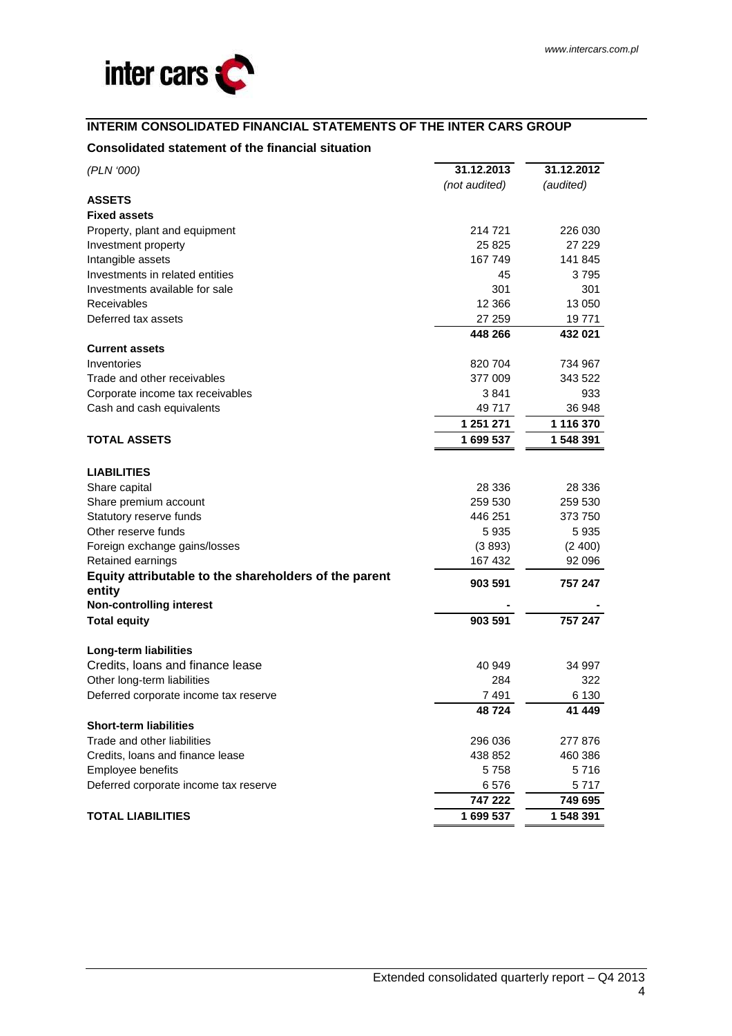## INTERIM CONSOLIDATED FINANCIAL STATEMENTS OF THE INTER CARS GROUP

### Consolidated statement of the financial situation

| *(PLN '000)* | 31.12.2013 | 31.12.2012 |
|---|---|---|
| | *(not audited)* | *(audited)* |
| **ASSETS** | | |
| **Fixed assets** | | |
| Property, plant and equipment | 214 721 | 226 030 |
| Investment property | 25 825 | 27 229 |
| Intangible assets | 167 749 | 141 845 |
| Investments in related entities | 45 | 3 795 |
| Investments available for sale | 301 | 301 |
| Receivables | 12 366 | 13 050 |
| Deferred tax assets | 27 259 | 19 771 |
| | **448 266** | **432 021** |
| **Current assets** | | |
| Inventories | 820 704 | 734 967 |
| Trade and other receivables | 377 009 | 343 522 |
| Corporate income tax receivables | 3 841 | 933 |
| Cash and cash equivalents | 49 717 | 36 948 |
| | **1 251 271** | **1 116 370** |
| **TOTAL ASSETS** | **1 699 537** | **1 548 391** |
| | | |
| **LIABILITIES** | | |
| Share capital | 28 336 | 28 336 |
| Share premium account | 259 530 | 259 530 |
| Statutory reserve funds | 446 251 | 373 750 |
| Other reserve funds | 5 935 | 5 935 |
| Foreign exchange gains/losses | (3 893) | (2 400) |
| Retained earnings | 167 432 | 92 096 |
| **Equity attributable to the shareholders of the parent entity** | **903 591** | **757 247** |
| **Non-controlling interest** | - | - |
| **Total equity** | **903 591** | **757 247** |
| | | |
| **Long-term liabilities** | | |
| Credits, loans and finance lease | 40 949 | 34 997 |
| Other long-term liabilities | 284 | 322 |
| Deferred corporate income tax reserve | 7 491 | 6 130 |
| | **48 724** | **41 449** |
| **Short-term liabilities** | | |
| Trade and other liabilities | 296 036 | 277 876 |
| Credits, loans and finance lease | 438 852 | 460 386 |
| Employee benefits | 5 758 | 5 716 |
| Deferred corporate income tax reserve | 6 576 | 5 717 |
| | **747 222** | **749 695** |
| **TOTAL LIABILITIES** | **1 699 537** | **1 548 391** |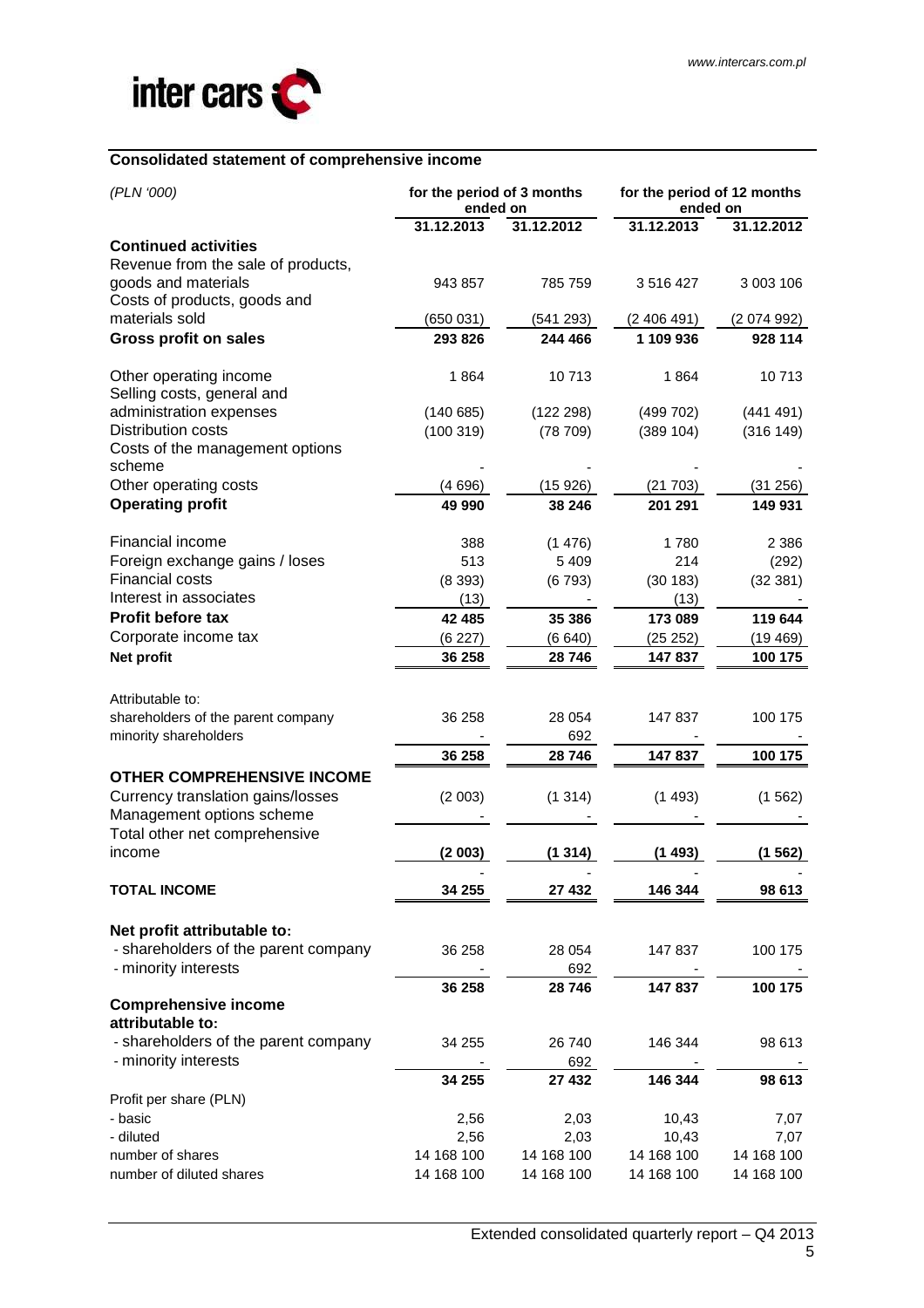## Consolidated statement of comprehensive income

| *(PLN '000)* | for the period of 3 months ended on | | for the period of 12 months ended on | |
|---|---|---|---|---|
| | 31.12.2013 | 31.12.2012 | 31.12.2013 | 31.12.2012 |
| **Continued activities** | | | | |
| Revenue from the sale of products, goods and materials | 943 857 | 785 759 | 3 516 427 | 3 003 106 |
| Costs of products, goods and materials sold | (650 031) | (541 293) | (2 406 491) | (2 074 992) |
| **Gross profit on sales** | **293 826** | **244 466** | **1 109 936** | **928 114** |
| Other operating income | 1 864 | 10 713 | 1 864 | 10 713 |
| Selling costs, general and administration expenses | (140 685) | (122 298) | (499 702) | (441 491) |
| Distribution costs | (100 319) | (78 709) | (389 104) | (316 149) |
| Costs of the management options scheme | - | - | - | - |
| Other operating costs | (4 696) | (15 926) | (21 703) | (31 256) |
| **Operating profit** | **49 990** | **38 246** | **201 291** | **149 931** |
| Financial income | 388 | (1 476) | 1 780 | 2 386 |
| Foreign exchange gains / loses | 513 | 5 409 | 214 | (292) |
| Financial costs | (8 393) | (6 793) | (30 183) | (32 381) |
| Interest in associates | (13) | - | (13) | - |
| **Profit before tax** | **42 485** | **35 386** | **173 089** | **119 644** |
| Corporate income tax | (6 227) | (6 640) | (25 252) | (19 469) |
| **Net profit** | **36 258** | **28 746** | **147 837** | **100 175** |
| Attributable to: | | | | |
| shareholders of the parent company | 36 258 | 28 054 | 147 837 | 100 175 |
| minority shareholders | - | 692 | - | - |
| | **36 258** | **28 746** | **147 837** | **100 175** |
| **OTHER COMPREHENSIVE INCOME** | | | | |
| Currency translation gains/losses | (2 003) | (1 314) | (1 493) | (1 562) |
| Management options scheme | - | - | - | - |
| Total other net comprehensive income | **(2 003)** | **(1 314)** | **(1 493)** | **(1 562)** |
| | - | - | - | - |
| **TOTAL INCOME** | **34 255** | **27 432** | **146 344** | **98 613** |
| **Net profit attributable to:** | | | | |
| - shareholders of the parent company | 36 258 | 28 054 | 147 837 | 100 175 |
| - minority interests | - | 692 | - | - |
| | **36 258** | **28 746** | **147 837** | **100 175** |
| **Comprehensive income attributable to:** | | | | |
| - shareholders of the parent company | 34 255 | 26 740 | 146 344 | 98 613 |
| - minority interests | - | 692 | - | - |
| | **34 255** | **27 432** | **146 344** | **98 613** |
| Profit per share (PLN) | | | | |
| - basic | 2,56 | 2,03 | 10,43 | 7,07 |
| - diluted | 2,56 | 2,03 | 10,43 | 7,07 |
| number of shares | 14 168 100 | 14 168 100 | 14 168 100 | 14 168 100 |
| number of diluted shares | 14 168 100 | 14 168 100 | 14 168 100 | 14 168 100 |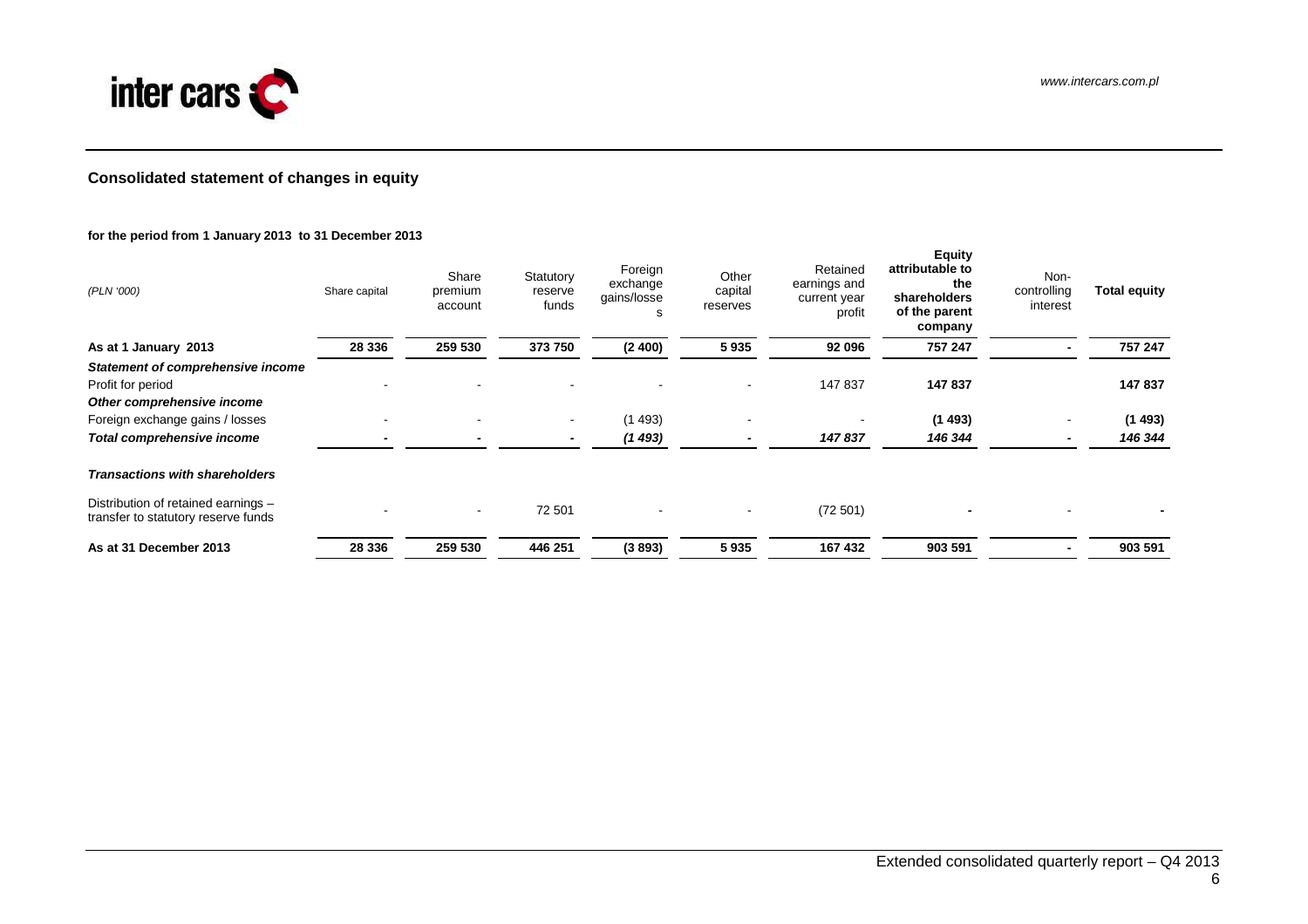## Consolidated statement of changes in equity

**for the period from 1 January 2013 to 31 December 2013**

| *(PLN '000)* | Share capital | Share premium account | Statutory reserve funds | Foreign exchange gains/losses | Other capital reserves | Retained earnings and current year profit | **Equity attributable to the shareholders of the parent company** | Non-controlling interest | **Total equity** |
|---|---|---|---|---|---|---|---|---|---|
| **As at 1 January 2013** | **28 336** | **259 530** | **373 750** | **(2 400)** | **5 935** | **92 096** | **757 247** | **-** | **757 247** |
| ***Statement of comprehensive income*** | | | | | | | | | |
| Profit for period | - | - | - | - | - | 147 837 | **147 837** | | **147 837** |
| ***Other comprehensive income*** | | | | | | | | | |
| Foreign exchange gains / losses | - | - | - | (1 493) | - | - | **(1 493)** | - | **(1 493)** |
| ***Total comprehensive income*** | **-** | **-** | **-** | ***(1 493)*** | **-** | ***147 837*** | ***146 344*** | **-** | ***146 344*** |
| ***Transactions with shareholders*** | | | | | | | | | |
| Distribution of retained earnings – transfer to statutory reserve funds | - | - | 72 501 | - | - | (72 501) | **-** | - | **-** |
| **As at 31 December 2013** | **28 336** | **259 530** | **446 251** | **(3 893)** | **5 935** | **167 432** | **903 591** | **-** | **903 591** |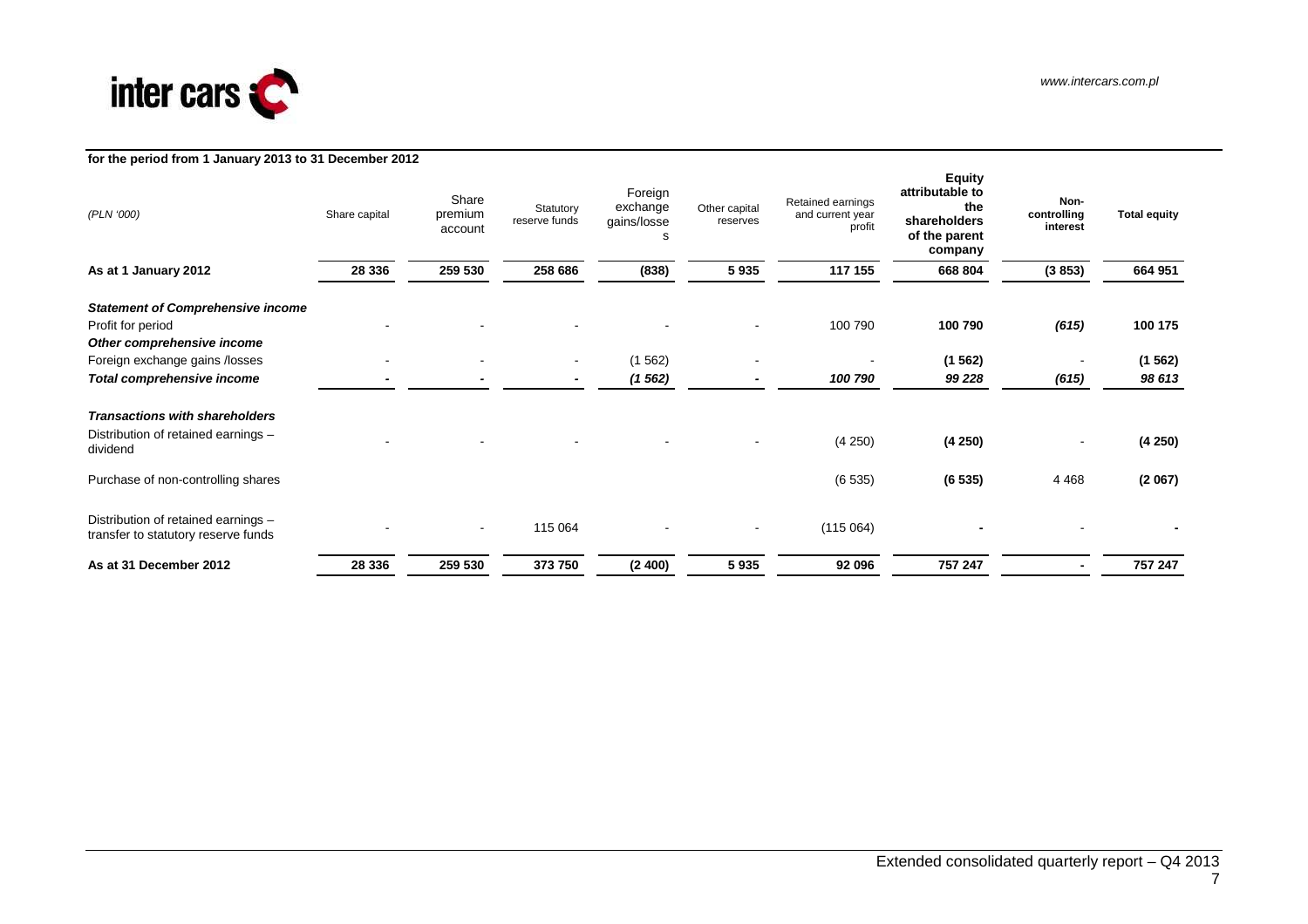**for the period from 1 January 2013 to 31 December 2012**

| *(PLN '000)* | Share capital | Share premium account | Statutory reserve funds | Foreign exchange gains/losses | Other capital reserves | Retained earnings and current year profit | **Equity attributable to the shareholders of the parent company** | **Non-controlling interest** | **Total equity** |
|---|---|---|---|---|---|---|---|---|---|
| **As at 1 January 2012** | **28 336** | **259 530** | **258 686** | **(838)** | **5 935** | **117 155** | **668 804** | **(3 853)** | **664 951** |
| ***Statement of Comprehensive income*** | | | | | | | | | |
| Profit for period | - | - | - | - | - | 100 790 | **100 790** | ***(615)*** | **100 175** |
| ***Other comprehensive income*** | | | | | | | | | |
| Foreign exchange gains /losses | - | - | - | (1 562) | - | - | **(1 562)** | - | **(1 562)** |
| ***Total comprehensive income*** | **-** | **-** | **-** | ***(1 562)*** | **-** | ***100 790*** | ***99 228*** | ***(615)*** | ***98 613*** |
| ***Transactions with shareholders*** | | | | | | | | | |
| Distribution of retained earnings – dividend | - | - | - | - | - | (4 250) | **(4 250)** | - | **(4 250)** |
| Purchase of non-controlling shares | | | | | | (6 535) | **(6 535)** | 4 468 | **(2 067)** |
| Distribution of retained earnings – transfer to statutory reserve funds | - | - | 115 064 | - | - | (115 064) | **-** | - | **-** |
| **As at 31 December 2012** | **28 336** | **259 530** | **373 750** | **(2 400)** | **5 935** | **92 096** | **757 247** | **-** | **757 247** |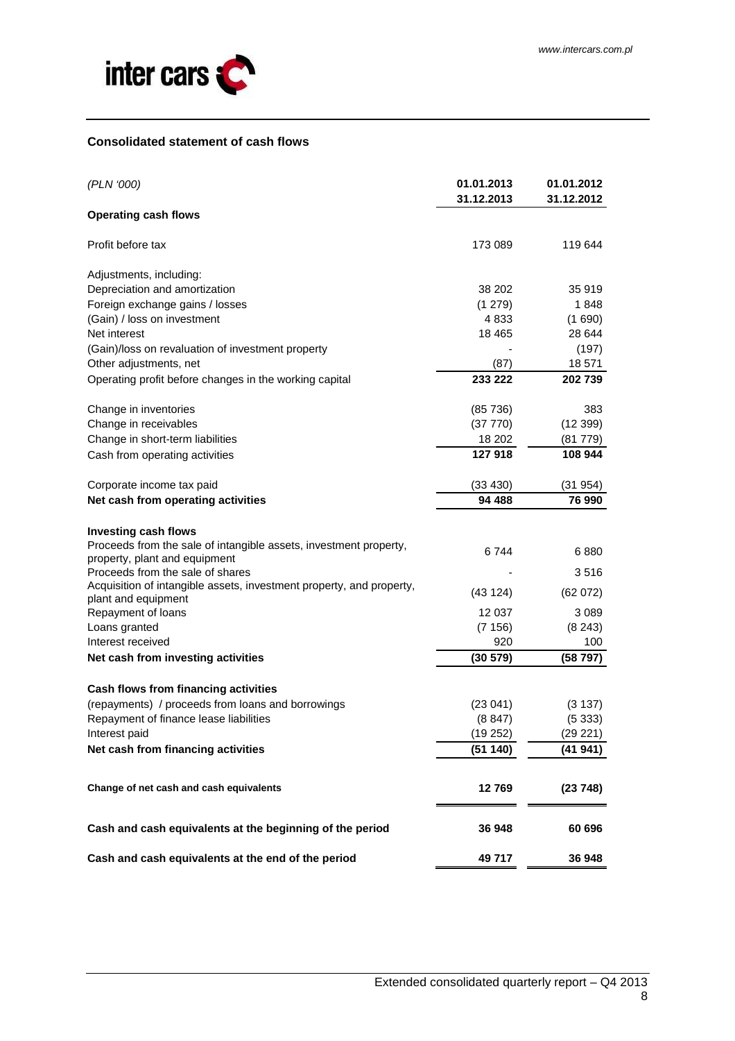## Consolidated statement of cash flows

| *(PLN '000)* | 01.01.2013 31.12.2013 | 01.01.2012 31.12.2012 |
|---|---|---|
| **Operating cash flows** | | |
| Profit before tax | 173 089 | 119 644 |
| Adjustments, including: | | |
| Depreciation and amortization | 38 202 | 35 919 |
| Foreign exchange gains / losses | (1 279) | 1 848 |
| (Gain) / loss on investment | 4 833 | (1 690) |
| Net interest | 18 465 | 28 644 |
| (Gain)/loss on revaluation of investment property | - | (197) |
| Other adjustments, net | (87) | 18 571 |
| Operating profit before changes in the working capital | **233 222** | **202 739** |
| Change in inventories | (85 736) | 383 |
| Change in receivables | (37 770) | (12 399) |
| Change in short-term liabilities | 18 202 | (81 779) |
| Cash from operating activities | **127 918** | **108 944** |
| Corporate income tax paid | (33 430) | (31 954) |
| **Net cash from operating activities** | **94 488** | **76 990** |
| **Investing cash flows** | | |
| Proceeds from the sale of intangible assets, investment property, property, plant and equipment | 6 744 | 6 880 |
| Proceeds from the sale of shares | - | 3 516 |
| Acquisition of intangible assets, investment property, and property, plant and equipment | (43 124) | (62 072) |
| Repayment of loans | 12 037 | 3 089 |
| Loans granted | (7 156) | (8 243) |
| Interest received | 920 | 100 |
| **Net cash from investing activities** | **(30 579)** | **(58 797)** |
| **Cash flows from financing activities** | | |
| (repayments) / proceeds from loans and borrowings | (23 041) | (3 137) |
| Repayment of finance lease liabilities | (8 847) | (5 333) |
| Interest paid | (19 252) | (29 221) |
| **Net cash from financing activities** | **(51 140)** | **(41 941)** |
| **Change of net cash and cash equivalents** | **12 769** | **(23 748)** |
| **Cash and cash equivalents at the beginning of the period** | **36 948** | **60 696** |
| **Cash and cash equivalents at the end of the period** | **49 717** | **36 948** |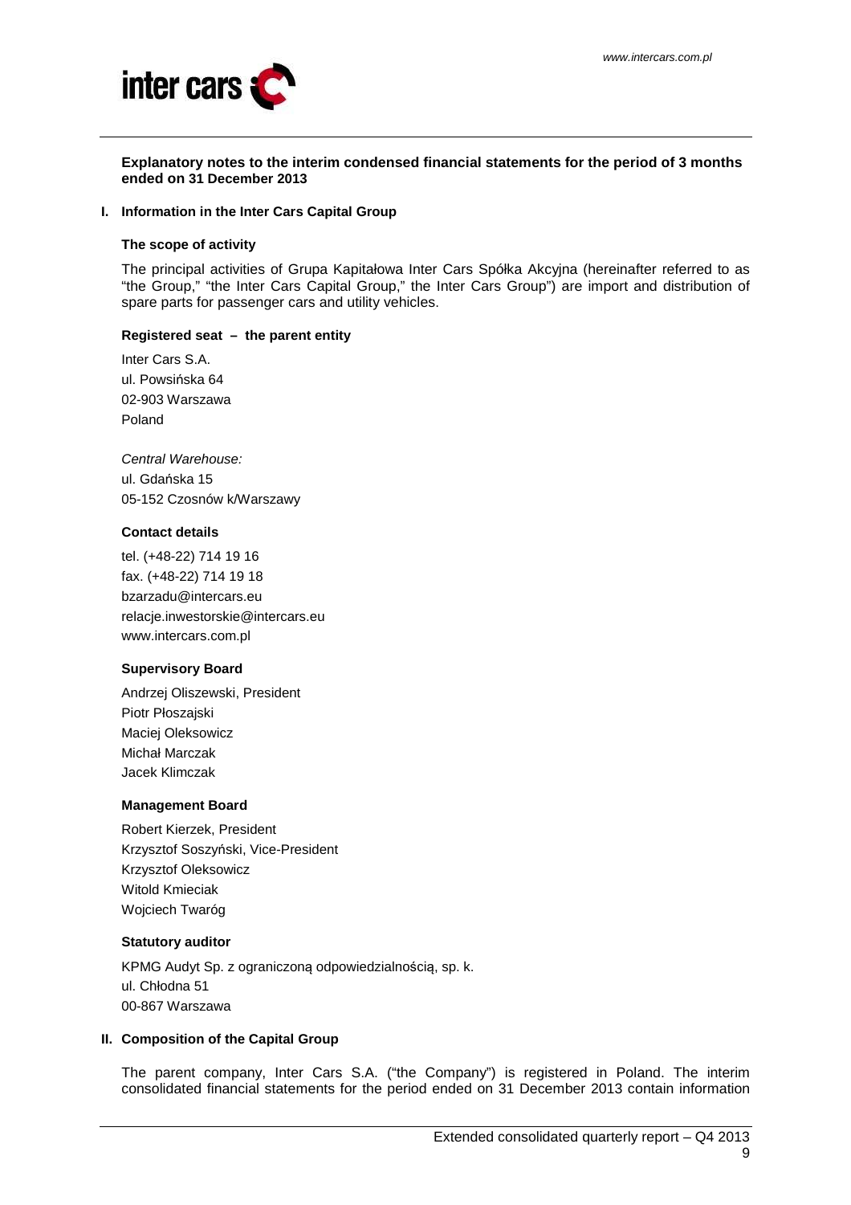**Explanatory notes to the interim condensed financial statements for the period of 3 months ended on 31 December 2013**

## I. Information in the Inter Cars Capital Group

### The scope of activity

The principal activities of Grupa Kapitałowa Inter Cars Spółka Akcyjna (hereinafter referred to as "the Group," "the Inter Cars Capital Group," the Inter Cars Group") are import and distribution of spare parts for passenger cars and utility vehicles.

### Registered seat – the parent entity

Inter Cars S.A.
ul. Powsińska 64
02-903 Warszawa
Poland

*Central Warehouse:*
ul. Gdańska 15
05-152 Czosnów k/Warszawy

### Contact details

tel. (+48-22) 714 19 16
fax. (+48-22) 714 19 18
bzarzadu@intercars.eu
relacje.inwestorskie@intercars.eu
www.intercars.com.pl

### Supervisory Board

Andrzej Oliszewski, President
Piotr Płoszajski
Maciej Oleksowicz
Michał Marczak
Jacek Klimczak

### Management Board

Robert Kierzek, President
Krzysztof Soszyński, Vice-President
Krzysztof Oleksowicz
Witold Kmieciak
Wojciech Twaróg

### Statutory auditor

KPMG Audyt Sp. z ograniczoną odpowiedzialnością, sp. k.
ul. Chłodna 51
00-867 Warszawa

## II. Composition of the Capital Group

The parent company, Inter Cars S.A. ("the Company") is registered in Poland. The interim consolidated financial statements for the period ended on 31 December 2013 contain information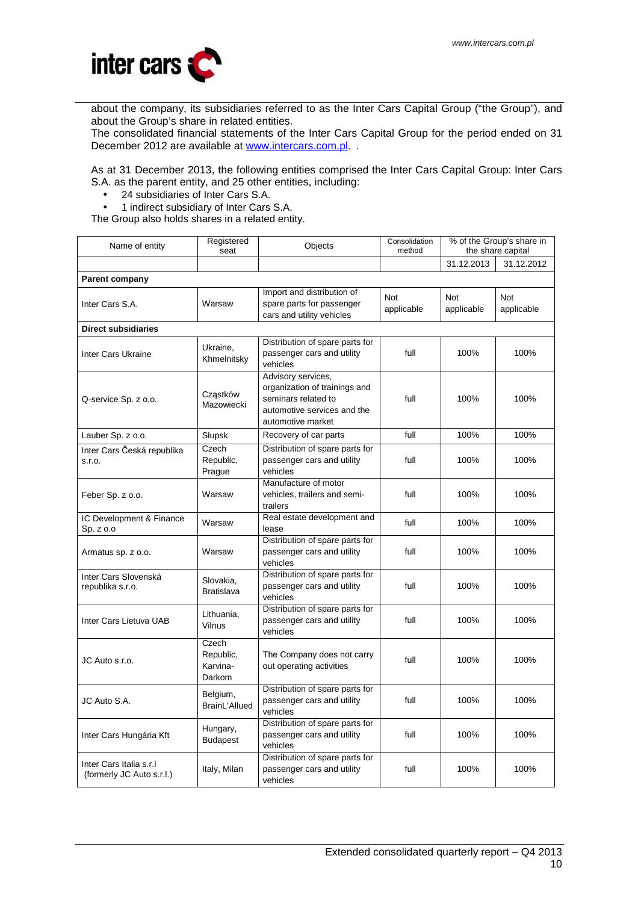about the company, its subsidiaries referred to as the Inter Cars Capital Group ("the Group"), and about the Group's share in related entities.
The consolidated financial statements of the Inter Cars Capital Group for the period ended on 31 December 2012 are available at www.intercars.com.pl. .

As at 31 December 2013, the following entities comprised the Inter Cars Capital Group: Inter Cars S.A. as the parent entity, and 25 other entities, including:

- 24 subsidiaries of Inter Cars S.A.
- 1 indirect subsidiary of Inter Cars S.A.

The Group also holds shares in a related entity.

| Name of entity | Registered seat | Objects | Consolidation method | % of the Group's share in the share capital | |
|---|---|---|---|---|---|
| | | | | 31.12.2013 | 31.12.2012 |
| **Parent company** | | | | | |
| Inter Cars S.A. | Warsaw | Import and distribution of spare parts for passenger cars and utility vehicles | Not applicable | Not applicable | Not applicable |
| **Direct subsidiaries** | | | | | |
| Inter Cars Ukraine | Ukraine, Khmelnitsky | Distribution of spare parts for passenger cars and utility vehicles | full | 100% | 100% |
| Q-service Sp. z o.o. | Cząstków Mazowiecki | Advisory services, organization of trainings and seminars related to automotive services and the automotive market | full | 100% | 100% |
| Lauber Sp. z o.o. | Słupsk | Recovery of car parts | full | 100% | 100% |
| Inter Cars Česká republika s.r.o. | Czech Republic, Prague | Distribution of spare parts for passenger cars and utility vehicles | full | 100% | 100% |
| Feber Sp. z o.o. | Warsaw | Manufacture of motor vehicles, trailers and semi-trailers | full | 100% | 100% |
| IC Development & Finance Sp. z o.o | Warsaw | Real estate development and lease | full | 100% | 100% |
| Armatus sp. z o.o. | Warsaw | Distribution of spare parts for passenger cars and utility vehicles | full | 100% | 100% |
| Inter Cars Slovenská republika s.r.o. | Slovakia, Bratislava | Distribution of spare parts for passenger cars and utility vehicles | full | 100% | 100% |
| Inter Cars Lietuva UAB | Lithuania, Vilnus | Distribution of spare parts for passenger cars and utility vehicles | full | 100% | 100% |
| JC Auto s.r.o. | Czech Republic, Karvina-Darkom | The Company does not carry out operating activities | full | 100% | 100% |
| JC Auto S.A. | Belgium, BrainL'Allued | Distribution of spare parts for passenger cars and utility vehicles | full | 100% | 100% |
| Inter Cars Hungária Kft | Hungary, Budapest | Distribution of spare parts for passenger cars and utility vehicles | full | 100% | 100% |
| Inter Cars Italia s.r.l (formerly JC Auto s.r.l.) | Italy, Milan | Distribution of spare parts for passenger cars and utility vehicles | full | 100% | 100% |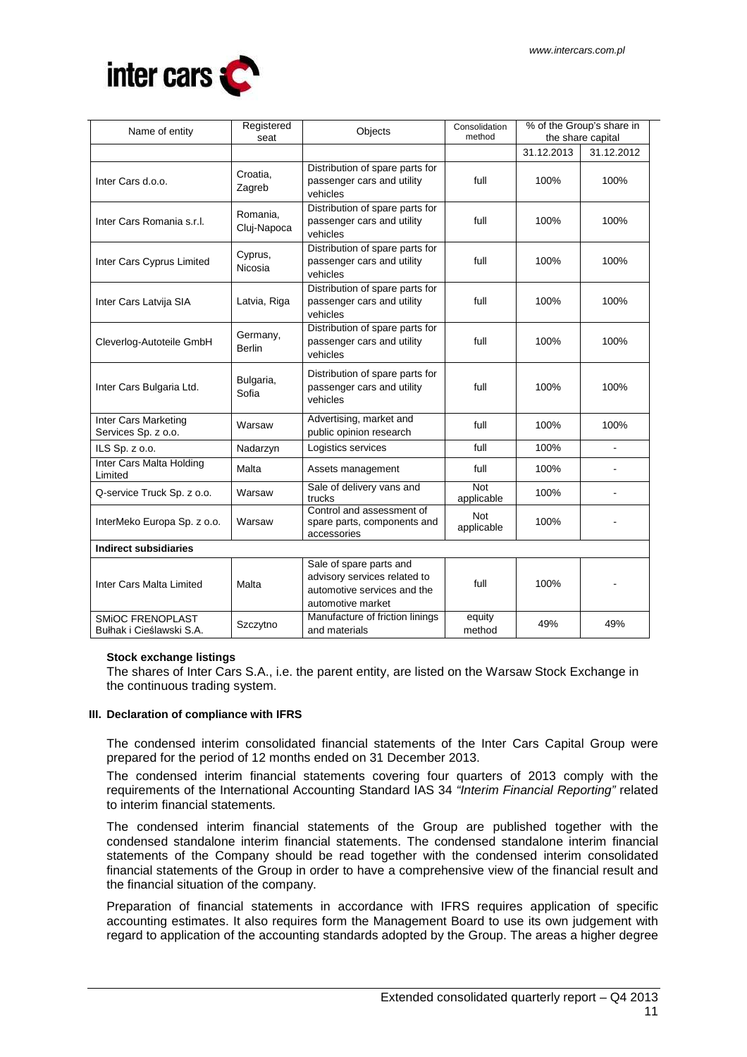| Name of entity | Registered seat | Objects | Consolidation method | % of the Group's share in the share capital | |
|---|---|---|---|---|---|
| | | | | 31.12.2013 | 31.12.2012 |
| Inter Cars d.o.o. | Croatia, Zagreb | Distribution of spare parts for passenger cars and utility vehicles | full | 100% | 100% |
| Inter Cars Romania s.r.l. | Romania, Cluj-Napoca | Distribution of spare parts for passenger cars and utility vehicles | full | 100% | 100% |
| Inter Cars Cyprus Limited | Cyprus, Nicosia | Distribution of spare parts for passenger cars and utility vehicles | full | 100% | 100% |
| Inter Cars Latvija SIA | Latvia, Riga | Distribution of spare parts for passenger cars and utility vehicles | full | 100% | 100% |
| Cleverlog-Autoteile GmbH | Germany, Berlin | Distribution of spare parts for passenger cars and utility vehicles | full | 100% | 100% |
| Inter Cars Bulgaria Ltd. | Bulgaria, Sofia | Distribution of spare parts for passenger cars and utility vehicles | full | 100% | 100% |
| Inter Cars Marketing Services Sp. z o.o. | Warsaw | Advertising, market and public opinion research | full | 100% | 100% |
| ILS Sp. z o.o. | Nadarzyn | Logistics services | full | 100% | - |
| Inter Cars Malta Holding Limited | Malta | Assets management | full | 100% | - |
| Q-service Truck Sp. z o.o. | Warsaw | Sale of delivery vans and trucks | Not applicable | 100% | - |
| InterMeko Europa Sp. z o.o. | Warsaw | Control and assessment of spare parts, components and accessories | Not applicable | 100% | - |
| **Indirect subsidiaries** | | | | | |
| Inter Cars Malta Limited | Malta | Sale of spare parts and advisory services related to automotive services and the automotive market | full | 100% | - |
| SMiOC FRENOPLAST Bułhak i Cieślawski S.A. | Szczytno | Manufacture of friction linings and materials | equity method | 49% | 49% |

**Stock exchange listings**

The shares of Inter Cars S.A., i.e. the parent entity, are listed on the Warsaw Stock Exchange in the continuous trading system.

### III. Declaration of compliance with IFRS

The condensed interim consolidated financial statements of the Inter Cars Capital Group were prepared for the period of 12 months ended on 31 December 2013.

The condensed interim financial statements covering four quarters of 2013 comply with the requirements of the International Accounting Standard IAS 34 *"Interim Financial Reporting"* related to interim financial statements.

The condensed interim financial statements of the Group are published together with the condensed standalone interim financial statements. The condensed standalone interim financial statements of the Company should be read together with the condensed interim consolidated financial statements of the Group in order to have a comprehensive view of the financial result and the financial situation of the company.

Preparation of financial statements in accordance with IFRS requires application of specific accounting estimates. It also requires form the Management Board to use its own judgement with regard to application of the accounting standards adopted by the Group. The areas a higher degree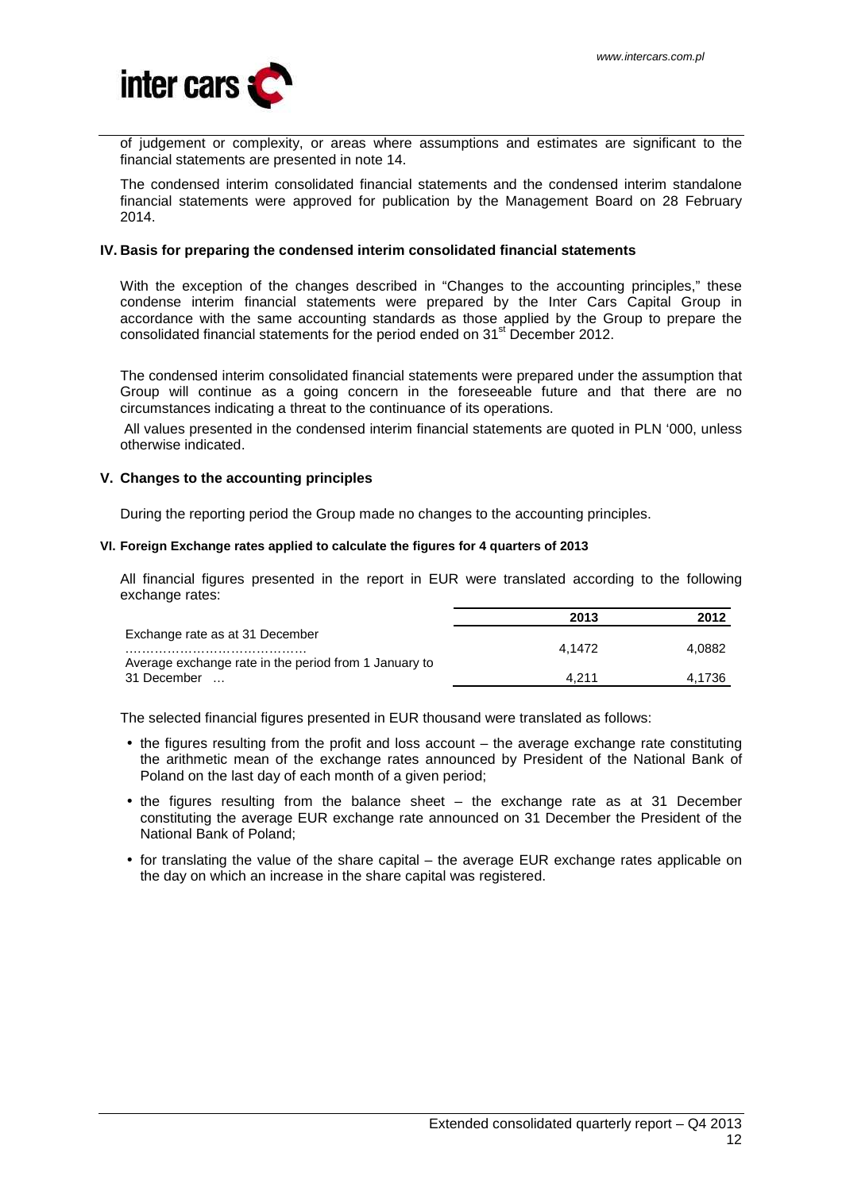of judgement or complexity, or areas where assumptions and estimates are significant to the financial statements are presented in note 14.

The condensed interim consolidated financial statements and the condensed interim standalone financial statements were approved for publication by the Management Board on 28 February 2014.

## IV. Basis for preparing the condensed interim consolidated financial statements

With the exception of the changes described in "Changes to the accounting principles," these condense interim financial statements were prepared by the Inter Cars Capital Group in accordance with the same accounting standards as those applied by the Group to prepare the consolidated financial statements for the period ended on 31st December 2012.

The condensed interim consolidated financial statements were prepared under the assumption that Group will continue as a going concern in the foreseeable future and that there are no circumstances indicating a threat to the continuance of its operations.

All values presented in the condensed interim financial statements are quoted in PLN '000, unless otherwise indicated.

## V. Changes to the accounting principles

During the reporting period the Group made no changes to the accounting principles.

### VI. Foreign Exchange rates applied to calculate the figures for 4 quarters of 2013

All financial figures presented in the report in EUR were translated according to the following exchange rates:

| | 2013 | 2012 |
|---|---|---|
| Exchange rate as at 31 December …………………………………… | 4,1472 | 4,0882 |
| Average exchange rate in the period from 1 January to 31 December … | 4,211 | 4,1736 |

The selected financial figures presented in EUR thousand were translated as follows:

- the figures resulting from the profit and loss account – the average exchange rate constituting the arithmetic mean of the exchange rates announced by President of the National Bank of Poland on the last day of each month of a given period;
- the figures resulting from the balance sheet – the exchange rate as at 31 December constituting the average EUR exchange rate announced on 31 December the President of the National Bank of Poland;
- for translating the value of the share capital – the average EUR exchange rates applicable on the day on which an increase in the share capital was registered.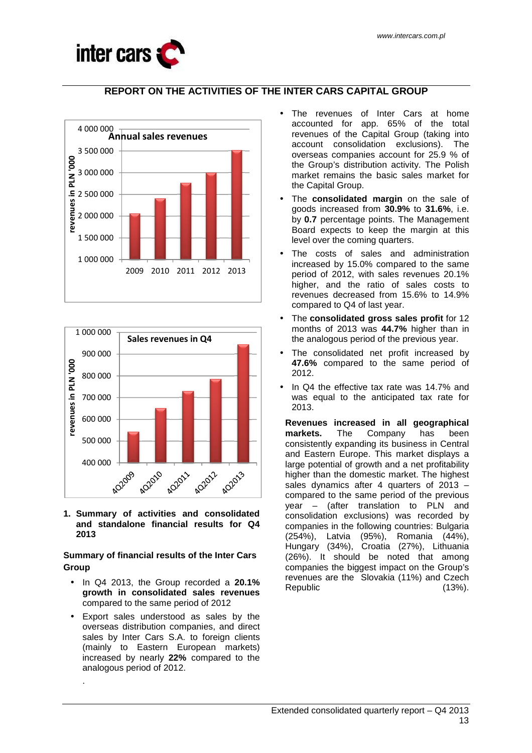# REPORT ON THE ACTIVITIES OF THE INTER CARS CAPITAL GROUP

## 1. Summary of activities and consolidated and standalone financial results for Q4 2013

### Summary of financial results of the Inter Cars Group

- In Q4 2013, the Group recorded a **20.1% growth in consolidated sales revenues** compared to the same period of 2012
- Export sales understood as sales by the overseas distribution companies, and direct sales by Inter Cars S.A. to foreign clients (mainly to Eastern European markets) increased by nearly **22%** compared to the analogous period of 2012.

.

- The revenues of Inter Cars at home accounted for app. 65% of the total revenues of the Capital Group (taking into account consolidation exclusions). The overseas companies account for 25.9 % of the Group's distribution activity. The Polish market remains the basic sales market for the Capital Group.
- The **consolidated margin** on the sale of goods increased from **30.9%** to **31.6%**, i.e. by **0.7** percentage points. The Management Board expects to keep the margin at this level over the coming quarters.
- The costs of sales and administration increased by 15.0% compared to the same period of 2012, with sales revenues 20.1% higher, and the ratio of sales costs to revenues decreased from 15.6% to 14.9% compared to Q4 of last year.
- The **consolidated gross sales profit** for 12 months of 2013 was **44.7%** higher than in the analogous period of the previous year.
- The consolidated net profit increased by **47.6%** compared to the same period of 2012.
- In Q4 the effective tax rate was 14.7% and was equal to the anticipated tax rate for 2013.

**Revenues increased in all geographical markets.** The Company has been consistently expanding its business in Central and Eastern Europe. This market displays a large potential of growth and a net profitability higher than the domestic market. The highest sales dynamics after 4 quarters of 2013 – compared to the same period of the previous year – (after translation to PLN and consolidation exclusions) was recorded by companies in the following countries: Bulgaria (254%), Latvia (95%), Romania (44%), Hungary (34%), Croatia (27%), Lithuania (26%). It should be noted that among companies the biggest impact on the Group's revenues are the Slovakia (11%) and Czech Republic (13%).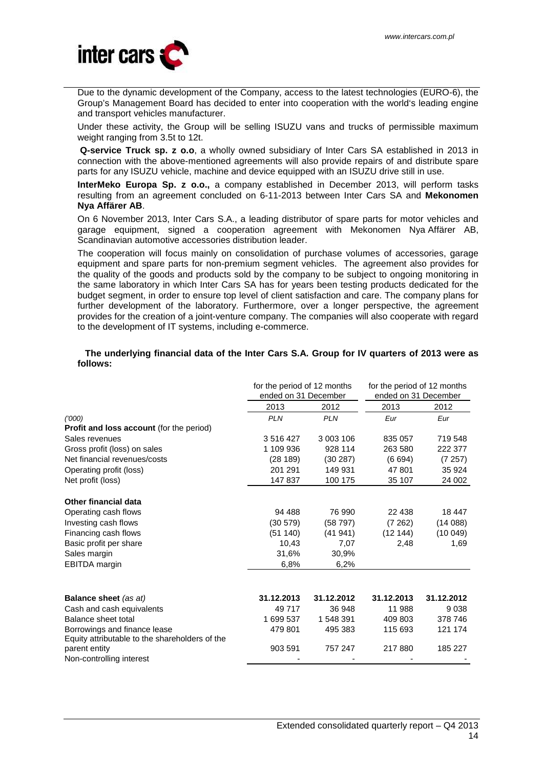Due to the dynamic development of the Company, access to the latest technologies (EURO-6), the Group's Management Board has decided to enter into cooperation with the world's leading engine and transport vehicles manufacturer.

Under these activity, the Group will be selling ISUZU vans and trucks of permissible maximum weight ranging from 3.5t to 12t.

**Q-service Truck sp. z o.o**, a wholly owned subsidiary of Inter Cars SA established in 2013 in connection with the above-mentioned agreements will also provide repairs of and distribute spare parts for any ISUZU vehicle, machine and device equipped with an ISUZU drive still in use.

**InterMeko Europa Sp. z o.o.,** a company established in December 2013, will perform tasks resulting from an agreement concluded on 6-11-2013 between Inter Cars SA and **Mekonomen Nya Affärer AB**.

On 6 November 2013, Inter Cars S.A., a leading distributor of spare parts for motor vehicles and garage equipment, signed a cooperation agreement with Mekonomen Nya Affärer AB, Scandinavian automotive accessories distribution leader.

The cooperation will focus mainly on consolidation of purchase volumes of accessories, garage equipment and spare parts for non-premium segment vehicles. The agreement also provides for the quality of the goods and products sold by the company to be subject to ongoing monitoring in the same laboratory in which Inter Cars SA has for years been testing products dedicated for the budget segment, in order to ensure top level of client satisfaction and care. The company plans for further development of the laboratory. Furthermore, over a longer perspective, the agreement provides for the creation of a joint-venture company. The companies will also cooperate with regard to the development of IT systems, including e-commerce.

**The underlying financial data of the Inter Cars S.A. Group for IV quarters of 2013 were as follows:**

| | for the period of 12 months ended on 31 December | | for the period of 12 months ended on 31 December | |
|---|---|---|---|---|
| | 2013 | 2012 | 2013 | 2012 |
| *('000)* | *PLN* | *PLN* | *Eur* | *Eur* |
| **Profit and loss account** (for the period) | | | | |
| Sales revenues | 3 516 427 | 3 003 106 | 835 057 | 719 548 |
| Gross profit (loss) on sales | 1 109 936 | 928 114 | 263 580 | 222 377 |
| Net financial revenues/costs | (28 189) | (30 287) | (6 694) | (7 257) |
| Operating profit (loss) | 201 291 | 149 931 | 47 801 | 35 924 |
| Net profit (loss) | 147 837 | 100 175 | 35 107 | 24 002 |
| **Other financial data** | | | | |
| Operating cash flows | 94 488 | 76 990 | 22 438 | 18 447 |
| Investing cash flows | (30 579) | (58 797) | (7 262) | (14 088) |
| Financing cash flows | (51 140) | (41 941) | (12 144) | (10 049) |
| Basic profit per share | 10,43 | 7,07 | 2,48 | 1,69 |
| Sales margin | 31,6% | 30,9% | | |
| EBITDA margin | 6,8% | 6,2% | | |
| **Balance sheet** *(as at)* | **31.12.2013** | **31.12.2012** | **31.12.2013** | **31.12.2012** |
| Cash and cash equivalents | 49 717 | 36 948 | 11 988 | 9 038 |
| Balance sheet total | 1 699 537 | 1 548 391 | 409 803 | 378 746 |
| Borrowings and finance lease | 479 801 | 495 383 | 115 693 | 121 174 |
| Equity attributable to the shareholders of the parent entity | 903 591 | 757 247 | 217 880 | 185 227 |
| Non-controlling interest | - | - | - | - |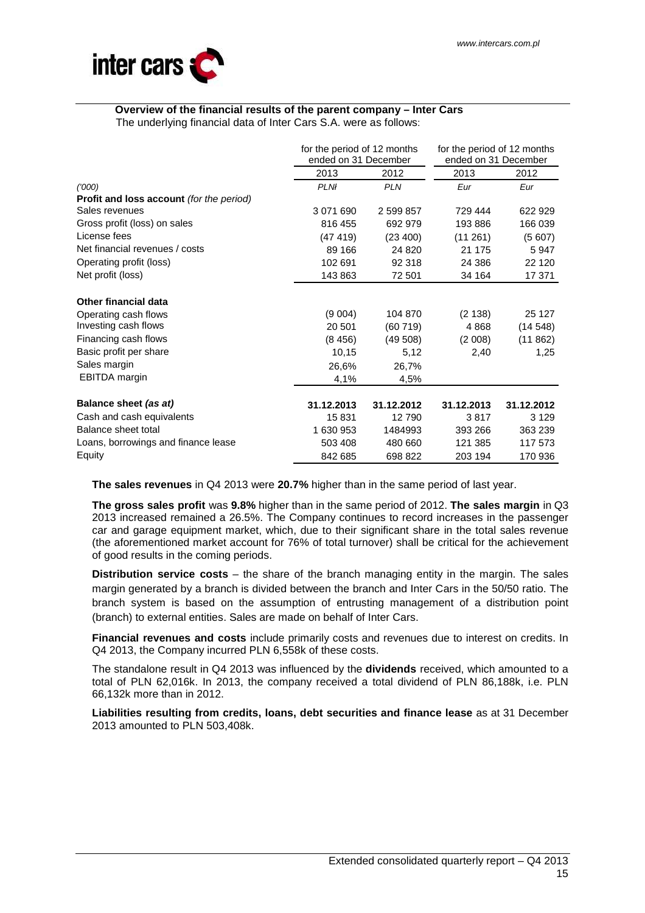## Overview of the financial results of the parent company – Inter Cars

The underlying financial data of Inter Cars S.A. were as follows:

| | for the period of 12 months ended on 31 December | | for the period of 12 months ended on 31 December | |
|---|---|---|---|---|
| | 2013 | 2012 | 2013 | 2012 |
| *('000)* | *PLN* | *PLN* | *Eur* | *Eur* |
| **Profit and loss account** *(for the period)* | | | | |
| Sales revenues | 3 071 690 | 2 599 857 | 729 444 | 622 929 |
| Gross profit (loss) on sales | 816 455 | 692 979 | 193 886 | 166 039 |
| License fees | (47 419) | (23 400) | (11 261) | (5 607) |
| Net financial revenues / costs | 89 166 | 24 820 | 21 175 | 5 947 |
| Operating profit (loss) | 102 691 | 92 318 | 24 386 | 22 120 |
| Net profit (loss) | 143 863 | 72 501 | 34 164 | 17 371 |
| **Other financial data** | | | | |
| Operating cash flows | (9 004) | 104 870 | (2 138) | 25 127 |
| Investing cash flows | 20 501 | (60 719) | 4 868 | (14 548) |
| Financing cash flows | (8 456) | (49 508) | (2 008) | (11 862) |
| Basic profit per share | 10,15 | 5,12 | 2,40 | 1,25 |
| Sales margin | 26,6% | 26,7% | | |
| EBITDA margin | 4,1% | 4,5% | | |
| **Balance sheet** *(as at)* | **31.12.2013** | **31.12.2012** | **31.12.2013** | **31.12.2012** |
| Cash and cash equivalents | 15 831 | 12 790 | 3 817 | 3 129 |
| Balance sheet total | 1 630 953 | 1484993 | 393 266 | 363 239 |
| Loans, borrowings and finance lease | 503 408 | 480 660 | 121 385 | 117 573 |
| Equity | 842 685 | 698 822 | 203 194 | 170 936 |

**The sales revenues** in Q4 2013 were **20.7%** higher than in the same period of last year.

**The gross sales profit** was **9.8%** higher than in the same period of 2012. **The sales margin** in Q3 2013 increased remained a 26.5%. The Company continues to record increases in the passenger car and garage equipment market, which, due to their significant share in the total sales revenue (the aforementioned market account for 76% of total turnover) shall be critical for the achievement of good results in the coming periods.

**Distribution service costs** – the share of the branch managing entity in the margin. The sales margin generated by a branch is divided between the branch and Inter Cars in the 50/50 ratio. The branch system is based on the assumption of entrusting management of a distribution point (branch) to external entities. Sales are made on behalf of Inter Cars.

**Financial revenues and costs** include primarily costs and revenues due to interest on credits. In Q4 2013, the Company incurred PLN 6,558k of these costs.

The standalone result in Q4 2013 was influenced by the **dividends** received, which amounted to a total of PLN 62,016k. In 2013, the company received a total dividend of PLN 86,188k, i.e. PLN 66,132k more than in 2012.

**Liabilities resulting from credits, loans, debt securities and finance lease** as at 31 December 2013 amounted to PLN 503,408k.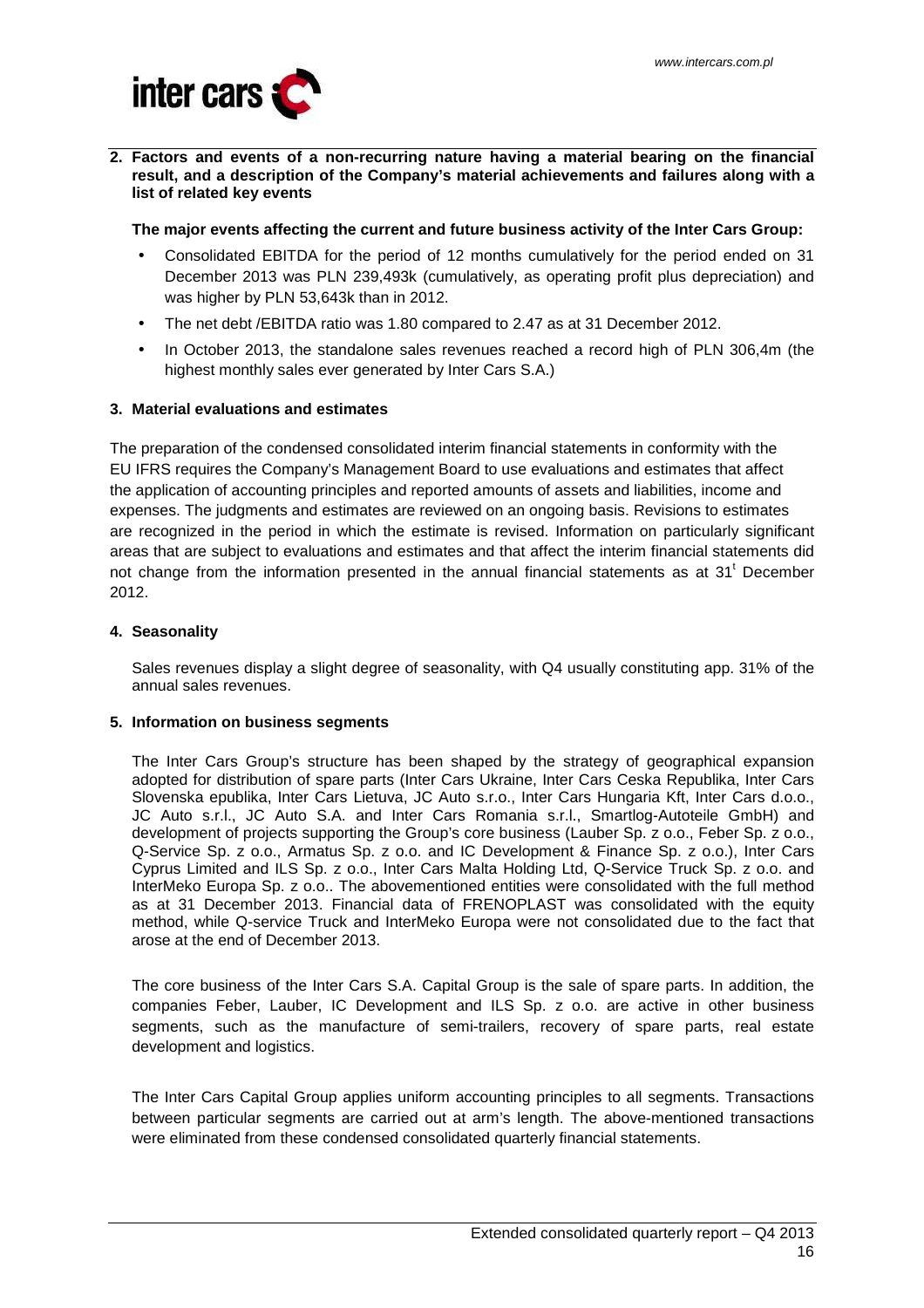## 2. Factors and events of a non-recurring nature having a material bearing on the financial result, and a description of the Company's material achievements and failures along with a list of related key events

**The major events affecting the current and future business activity of the Inter Cars Group:**

- Consolidated EBITDA for the period of 12 months cumulatively for the period ended on 31 December 2013 was PLN 239,493k (cumulatively, as operating profit plus depreciation) and was higher by PLN 53,643k than in 2012.
- The net debt /EBITDA ratio was 1.80 compared to 2.47 as at 31 December 2012.
- In October 2013, the standalone sales revenues reached a record high of PLN 306,4m (the highest monthly sales ever generated by Inter Cars S.A.)

## 3. Material evaluations and estimates

The preparation of the condensed consolidated interim financial statements in conformity with the EU IFRS requires the Company's Management Board to use evaluations and estimates that affect the application of accounting principles and reported amounts of assets and liabilities, income and expenses. The judgments and estimates are reviewed on an ongoing basis. Revisions to estimates are recognized in the period in which the estimate is revised. Information on particularly significant areas that are subject to evaluations and estimates and that affect the interim financial statements did not change from the information presented in the annual financial statements as at 31[t] December 2012.

## 4. Seasonality

Sales revenues display a slight degree of seasonality, with Q4 usually constituting app. 31% of the annual sales revenues.

## 5. Information on business segments

The Inter Cars Group's structure has been shaped by the strategy of geographical expansion adopted for distribution of spare parts (Inter Cars Ukraine, Inter Cars Ceska Republika, Inter Cars Slovenska epublika, Inter Cars Lietuva, JC Auto s.r.o., Inter Cars Hungaria Kft, Inter Cars d.o.o., JC Auto s.r.l., JC Auto S.A. and Inter Cars Romania s.r.l., Smartlog-Autoteile GmbH) and development of projects supporting the Group's core business (Lauber Sp. z o.o., Feber Sp. z o.o., Q-Service Sp. z o.o., Armatus Sp. z o.o. and IC Development & Finance Sp. z o.o.), Inter Cars Cyprus Limited and ILS Sp. z o.o., Inter Cars Malta Holding Ltd, Q-Service Truck Sp. z o.o. and InterMeko Europa Sp. z o.o.. The abovementioned entities were consolidated with the full method as at 31 December 2013. Financial data of FRENOPLAST was consolidated with the equity method, while Q-service Truck and InterMeko Europa were not consolidated due to the fact that arose at the end of December 2013.

The core business of the Inter Cars S.A. Capital Group is the sale of spare parts. In addition, the companies Feber, Lauber, IC Development and ILS Sp. z o.o. are active in other business segments, such as the manufacture of semi-trailers, recovery of spare parts, real estate development and logistics.

The Inter Cars Capital Group applies uniform accounting principles to all segments. Transactions between particular segments are carried out at arm's length. The above-mentioned transactions were eliminated from these condensed consolidated quarterly financial statements.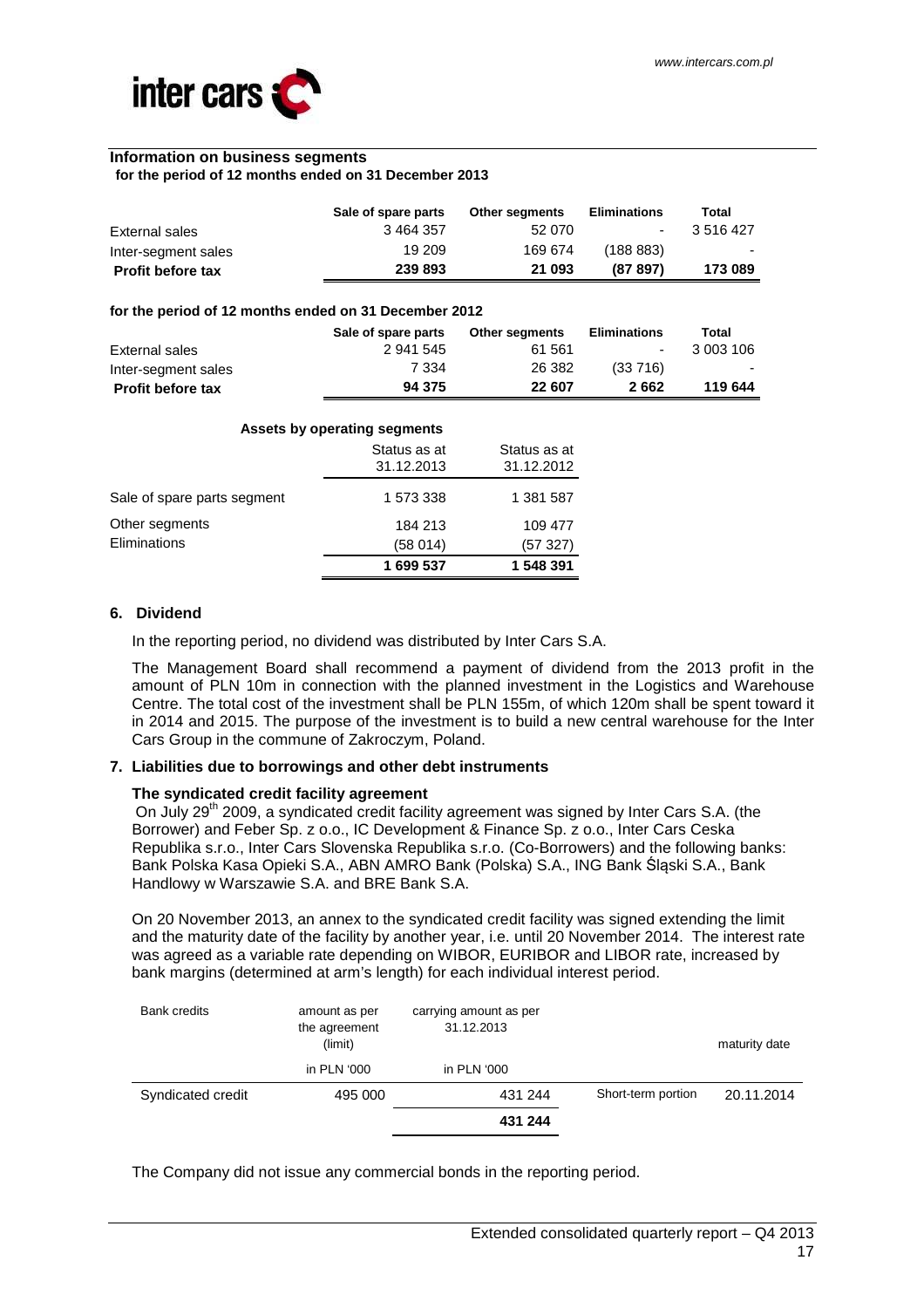### Information on business segments

**for the period of 12 months ended on 31 December 2013**

| | Sale of spare parts | Other segments | Eliminations | Total |
|---|---|---|---|---|
| External sales | 3 464 357 | 52 070 | - | 3 516 427 |
| Inter-segment sales | 19 209 | 169 674 | (188 883) | - |
| **Profit before tax** | **239 893** | **21 093** | **(87 897)** | **173 089** |

**for the period of 12 months ended on 31 December 2012**

| | Sale of spare parts | Other segments | Eliminations | Total |
|---|---|---|---|---|
| External sales | 2 941 545 | 61 561 | - | 3 003 106 |
| Inter-segment sales | 7 334 | 26 382 | (33 716) | - |
| **Profit before tax** | **94 375** | **22 607** | **2 662** | **119 644** |

**Assets by operating segments**

| | Status as at 31.12.2013 | Status as at 31.12.2012 |
|---|---|---|
| Sale of spare parts segment | 1 573 338 | 1 381 587 |
| Other segments | 184 213 | 109 477 |
| Eliminations | (58 014) | (57 327) |
| | **1 699 537** | **1 548 391** |

## 6. Dividend

In the reporting period, no dividend was distributed by Inter Cars S.A.

The Management Board shall recommend a payment of dividend from the 2013 profit in the amount of PLN 10m in connection with the planned investment in the Logistics and Warehouse Centre. The total cost of the investment shall be PLN 155m, of which 120m shall be spent toward it in 2014 and 2015. The purpose of the investment is to build a new central warehouse for the Inter Cars Group in the commune of Zakroczym, Poland.

## 7. Liabilities due to borrowings and other debt instruments

**The syndicated credit facility agreement**

On July 29th 2009, a syndicated credit facility agreement was signed by Inter Cars S.A. (the Borrower) and Feber Sp. z o.o., IC Development & Finance Sp. z o.o., Inter Cars Ceska Republika s.r.o., Inter Cars Slovenska Republika s.r.o. (Co-Borrowers) and the following banks: Bank Polska Kasa Opieki S.A., ABN AMRO Bank (Polska) S.A., ING Bank Śląski S.A., Bank Handlowy w Warszawie S.A. and BRE Bank S.A.

On 20 November 2013, an annex to the syndicated credit facility was signed extending the limit and the maturity date of the facility by another year, i.e. until 20 November 2014. The interest rate was agreed as a variable rate depending on WIBOR, EURIBOR and LIBOR rate, increased by bank margins (determined at arm's length) for each individual interest period.

| Bank credits | amount as per the agreement (limit) | carrying amount as per 31.12.2013 | | maturity date |
|---|---|---|---|---|
| | in PLN '000 | in PLN '000 | | |
| Syndicated credit | 495 000 | 431 244 | Short-term portion | 20.11.2014 |
| | | **431 244** | | |

The Company did not issue any commercial bonds in the reporting period.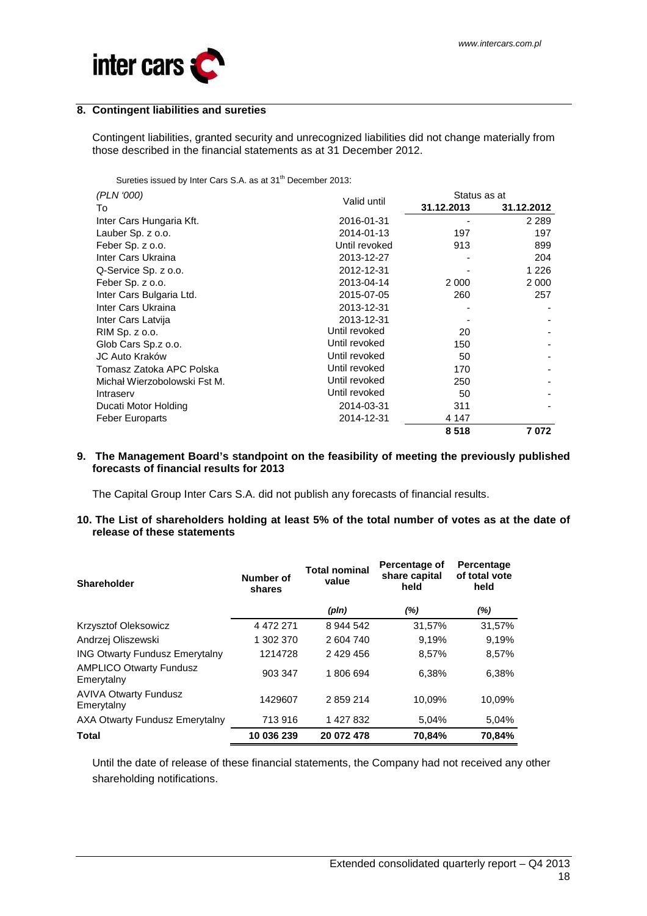## 8. Contingent liabilities and sureties

Contingent liabilities, granted security and unrecognized liabilities did not change materially from those described in the financial statements as at 31 December 2012.

Sureties issued by Inter Cars S.A. as at 31th December 2013:

| *(PLN '000)* To | Valid until | Status as at 31.12.2013 | 31.12.2012 |
|---|---|---|---|
| Inter Cars Hungaria Kft. | 2016-01-31 | - | 2 289 |
| Lauber Sp. z o.o. | 2014-01-13 | 197 | 197 |
| Feber Sp. z o.o. | Until revoked | 913 | 899 |
| Inter Cars Ukraina | 2013-12-27 | - | 204 |
| Q-Service Sp. z o.o. | 2012-12-31 | - | 1 226 |
| Feber Sp. z o.o. | 2013-04-14 | 2 000 | 2 000 |
| Inter Cars Bulgaria Ltd. | 2015-07-05 | 260 | 257 |
| Inter Cars Ukraina | 2013-12-31 | - | - |
| Inter Cars Latvija | 2013-12-31 | - | - |
| RIM Sp. z o.o. | Until revoked | 20 | - |
| Glob Cars Sp.z o.o. | Until revoked | 150 | - |
| JC Auto Kraków | Until revoked | 50 | - |
| Tomasz Zatoka APC Polska | Until revoked | 170 | - |
| Michał Wierzobolowski Fst M. | Until revoked | 250 | - |
| Intraserv | Until revoked | 50 | - |
| Ducati Motor Holding | 2014-03-31 | 311 | - |
| Feber Europarts | 2014-12-31 | 4 147 | |
| | | **8 518** | **7 072** |

## 9. The Management Board's standpoint on the feasibility of meeting the previously published forecasts of financial results for 2013

The Capital Group Inter Cars S.A. did not publish any forecasts of financial results.

## 10. The List of shareholders holding at least 5% of the total number of votes as at the date of release of these statements

| Shareholder | Number of shares | Total nominal value | Percentage of share capital held | Percentage of total vote held |
|---|---|---|---|---|
| | | *(pln)* | *(%)* | *(%)* |
| Krzysztof Oleksowicz | 4 472 271 | 8 944 542 | 31,57% | 31,57% |
| Andrzej Oliszewski | 1 302 370 | 2 604 740 | 9,19% | 9,19% |
| ING Otwarty Fundusz Emerytalny | 1214728 | 2 429 456 | 8,57% | 8,57% |
| AMPLICO Otwarty Fundusz Emerytalny | 903 347 | 1 806 694 | 6,38% | 6,38% |
| AVIVA Otwarty Fundusz Emerytalny | 1429607 | 2 859 214 | 10,09% | 10,09% |
| AXA Otwarty Fundusz Emerytalny | 713 916 | 1 427 832 | 5,04% | 5,04% |
| **Total** | **10 036 239** | **20 072 478** | **70,84%** | **70,84%** |

Until the date of release of these financial statements, the Company had not received any other shareholding notifications.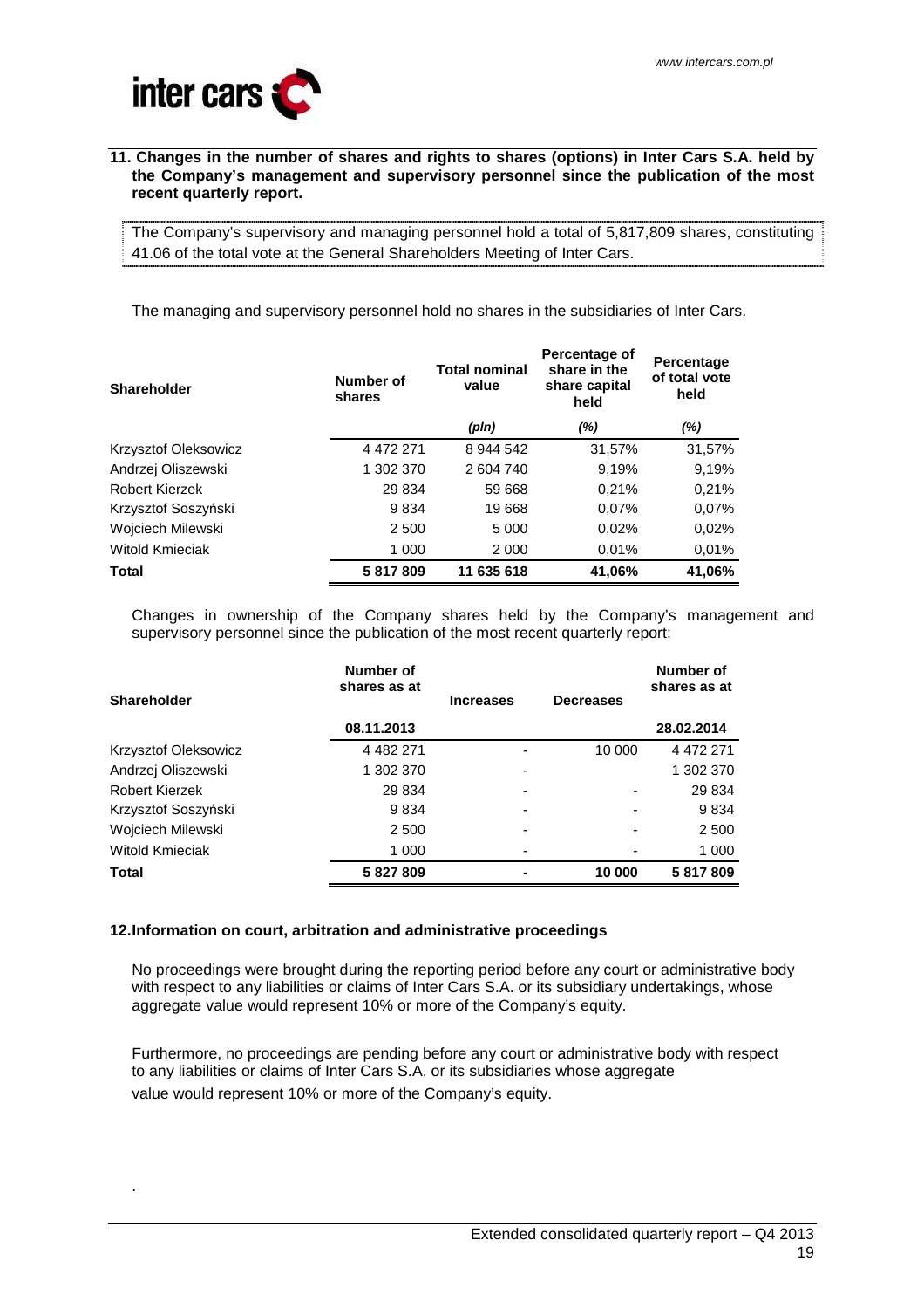## 11. Changes in the number of shares and rights to shares (options) in Inter Cars S.A. held by the Company's management and supervisory personnel since the publication of the most recent quarterly report.

The Company's supervisory and managing personnel hold a total of 5,817,809 shares, constituting 41.06 of the total vote at the General Shareholders Meeting of Inter Cars.

The managing and supervisory personnel hold no shares in the subsidiaries of Inter Cars.

| Shareholder | Number of shares | Total nominal value | Percentage of share in the share capital held | Percentage of total vote held |
|---|---|---|---|---|
| | | *(pln)* | *(%)* | *(%)* |
| Krzysztof Oleksowicz | 4 472 271 | 8 944 542 | 31,57% | 31,57% |
| Andrzej Oliszewski | 1 302 370 | 2 604 740 | 9,19% | 9,19% |
| Robert Kierzek | 29 834 | 59 668 | 0,21% | 0,21% |
| Krzysztof Soszyński | 9 834 | 19 668 | 0,07% | 0,07% |
| Wojciech Milewski | 2 500 | 5 000 | 0,02% | 0,02% |
| Witold Kmieciak | 1 000 | 2 000 | 0,01% | 0,01% |
| **Total** | **5 817 809** | **11 635 618** | **41,06%** | **41,06%** |

Changes in ownership of the Company shares held by the Company's management and supervisory personnel since the publication of the most recent quarterly report:

| Shareholder | Number of shares as at | Increases | Decreases | Number of shares as at |
|---|---|---|---|---|
| | **08.11.2013** | | | **28.02.2014** |
| Krzysztof Oleksowicz | 4 482 271 | - | 10 000 | 4 472 271 |
| Andrzej Oliszewski | 1 302 370 | - | | 1 302 370 |
| Robert Kierzek | 29 834 | - | - | 29 834 |
| Krzysztof Soszyński | 9 834 | - | - | 9 834 |
| Wojciech Milewski | 2 500 | - | - | 2 500 |
| Witold Kmieciak | 1 000 | - | - | 1 000 |
| **Total** | **5 827 809** | **-** | **10 000** | **5 817 809** |

## 12. Information on court, arbitration and administrative proceedings

No proceedings were brought during the reporting period before any court or administrative body with respect to any liabilities or claims of Inter Cars S.A. or its subsidiary undertakings, whose aggregate value would represent 10% or more of the Company's equity.

Furthermore, no proceedings are pending before any court or administrative body with respect to any liabilities or claims of Inter Cars S.A. or its subsidiaries whose aggregate value would represent 10% or more of the Company's equity.

.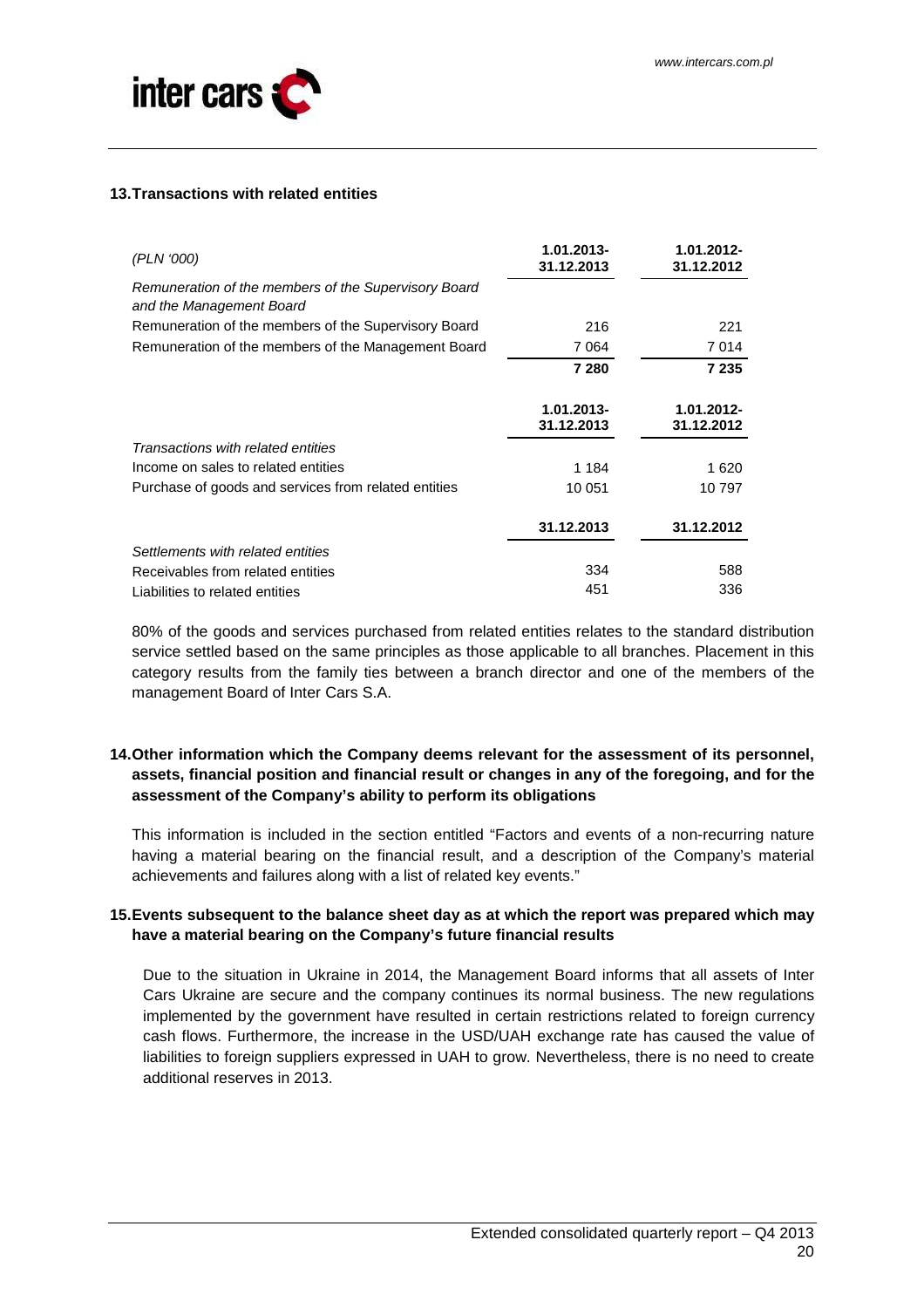### 13. Transactions with related entities

| *(PLN '000)* | 1.01.2013-31.12.2013 | 1.01.2012-31.12.2012 |
|---|---|---|
| *Remuneration of the members of the Supervisory Board and the Management Board* | | |
| Remuneration of the members of the Supervisory Board | 216 | 221 |
| Remuneration of the members of the Management Board | 7 064 | 7 014 |
| | **7 280** | **7 235** |

| | 1.01.2013-31.12.2013 | 1.01.2012-31.12.2012 |
|---|---|---|
| *Transactions with related entities* | | |
| Income on sales to related entities | 1 184 | 1 620 |
| Purchase of goods and services from related entities | 10 051 | 10 797 |

| | 31.12.2013 | 31.12.2012 |
|---|---|---|
| *Settlements with related entities* | | |
| Receivables from related entities | 334 | 588 |
| Liabilities to related entities | 451 | 336 |

80% of the goods and services purchased from related entities relates to the standard distribution service settled based on the same principles as those applicable to all branches. Placement in this category results from the family ties between a branch director and one of the members of the management Board of Inter Cars S.A.

### 14. Other information which the Company deems relevant for the assessment of its personnel, assets, financial position and financial result or changes in any of the foregoing, and for the assessment of the Company's ability to perform its obligations

This information is included in the section entitled "Factors and events of a non-recurring nature having a material bearing on the financial result, and a description of the Company's material achievements and failures along with a list of related key events."

### 15. Events subsequent to the balance sheet day as at which the report was prepared which may have a material bearing on the Company's future financial results

Due to the situation in Ukraine in 2014, the Management Board informs that all assets of Inter Cars Ukraine are secure and the company continues its normal business. The new regulations implemented by the government have resulted in certain restrictions related to foreign currency cash flows. Furthermore, the increase in the USD/UAH exchange rate has caused the value of liabilities to foreign suppliers expressed in UAH to grow. Nevertheless, there is no need to create additional reserves in 2013.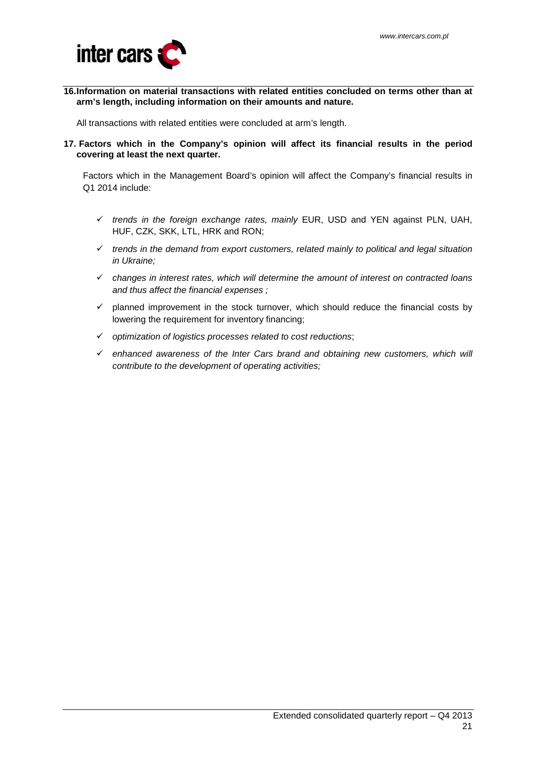## 16. Information on material transactions with related entities concluded on terms other than at arm's length, including information on their amounts and nature.

All transactions with related entities were concluded at arm's length.

## 17. Factors which in the Company's opinion will affect its financial results in the period covering at least the next quarter.

Factors which in the Management Board's opinion will affect the Company's financial results in Q1 2014 include:

- ✓ *trends in the foreign exchange rates, mainly* EUR, USD and YEN against PLN, UAH, HUF, CZK, SKK, LTL, HRK and RON;
- ✓ *trends in the demand from export customers, related mainly to political and legal situation in Ukraine;*
- ✓ *changes in interest rates, which will determine the amount of interest on contracted loans and thus affect the financial expenses ;*
- ✓ planned improvement in the stock turnover, which should reduce the financial costs by lowering the requirement for inventory financing;
- ✓ *optimization of logistics processes related to cost reductions*;
- ✓ *enhanced awareness of the Inter Cars brand and obtaining new customers, which will contribute to the development of operating activities;*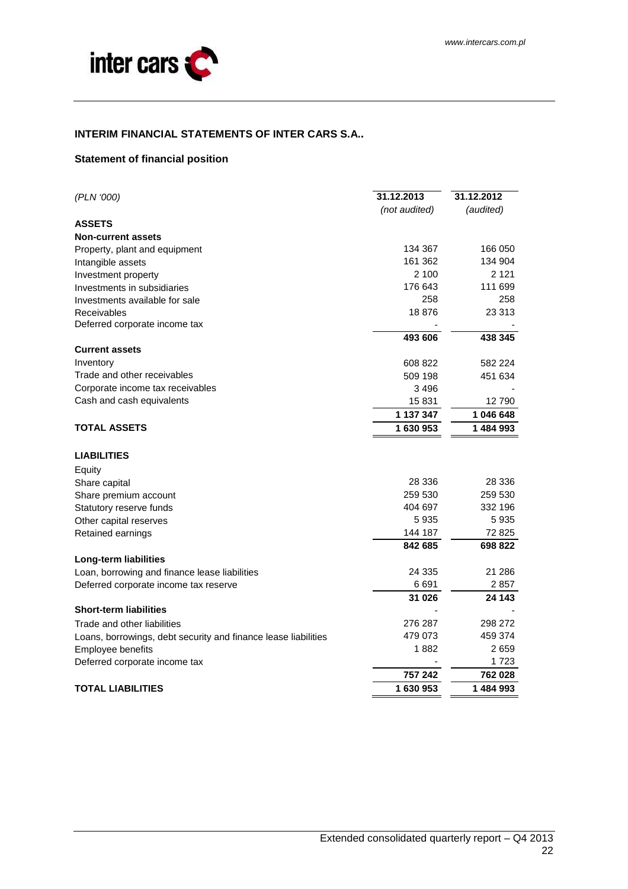## INTERIM FINANCIAL STATEMENTS OF INTER CARS S.A..

### Statement of financial position

| *(PLN '000)* | 31.12.2013<br>*(not audited)* | 31.12.2012<br>*(audited)* |
|---|---|---|
| **ASSETS** | | |
| **Non-current assets** | | |
| Property, plant and equipment | 134 367 | 166 050 |
| Intangible assets | 161 362 | 134 904 |
| Investment property | 2 100 | 2 121 |
| Investments in subsidiaries | 176 643 | 111 699 |
| Investments available for sale | 258 | 258 |
| Receivables | 18 876 | 23 313 |
| Deferred corporate income tax | - | - |
| | **493 606** | **438 345** |
| **Current assets** | | |
| Inventory | 608 822 | 582 224 |
| Trade and other receivables | 509 198 | 451 634 |
| Corporate income tax receivables | 3 496 | - |
| Cash and cash equivalents | 15 831 | 12 790 |
| | **1 137 347** | **1 046 648** |
| **TOTAL ASSETS** | **1 630 953** | **1 484 993** |
| | | |
| **LIABILITIES** | | |
| Equity | | |
| Share capital | 28 336 | 28 336 |
| Share premium account | 259 530 | 259 530 |
| Statutory reserve funds | 404 697 | 332 196 |
| Other capital reserves | 5 935 | 5 935 |
| Retained earnings | 144 187 | 72 825 |
| | **842 685** | **698 822** |
| **Long-term liabilities** | | |
| Loan, borrowing and finance lease liabilities | 24 335 | 21 286 |
| Deferred corporate income tax reserve | 6 691 | 2 857 |
| | **31 026** | **24 143** |
| **Short-term liabilities** | - | - |
| Trade and other liabilities | 276 287 | 298 272 |
| Loans, borrowings, debt security and finance lease liabilities | 479 073 | 459 374 |
| Employee benefits | 1 882 | 2 659 |
| Deferred corporate income tax | - | 1 723 |
| | **757 242** | **762 028** |
| **TOTAL LIABILITIES** | **1 630 953** | **1 484 993** |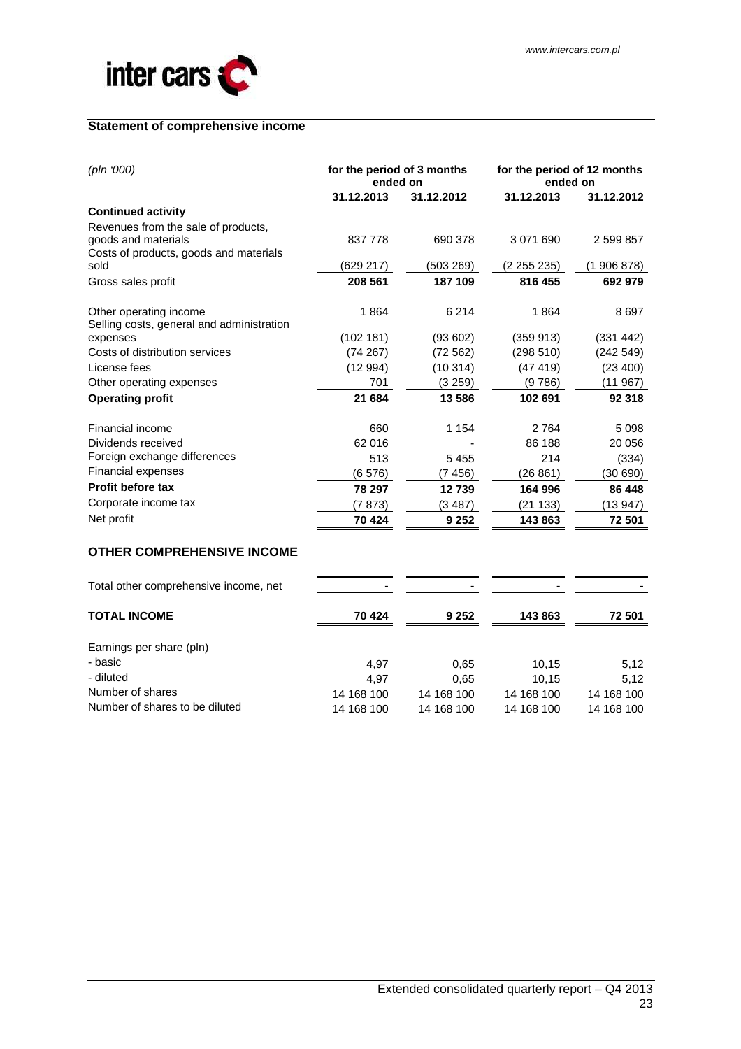## Statement of comprehensive income

| *(pln '000)* | for the period of 3 months ended on | | for the period of 12 months ended on | |
|---|---|---|---|---|
| | 31.12.2013 | 31.12.2012 | 31.12.2013 | 31.12.2012 |
| **Continued activity** | | | | |
| Revenues from the sale of products, goods and materials | 837 778 | 690 378 | 3 071 690 | 2 599 857 |
| Costs of products, goods and materials sold | (629 217) | (503 269) | (2 255 235) | (1 906 878) |
| Gross sales profit | **208 561** | **187 109** | **816 455** | **692 979** |
| Other operating income | 1 864 | 6 214 | 1 864 | 8 697 |
| Selling costs, general and administration expenses | (102 181) | (93 602) | (359 913) | (331 442) |
| Costs of distribution services | (74 267) | (72 562) | (298 510) | (242 549) |
| License fees | (12 994) | (10 314) | (47 419) | (23 400) |
| Other operating expenses | 701 | (3 259) | (9 786) | (11 967) |
| **Operating profit** | **21 684** | **13 586** | **102 691** | **92 318** |
| Financial income | 660 | 1 154 | 2 764 | 5 098 |
| Dividends received | 62 016 | - | 86 188 | 20 056 |
| Foreign exchange differences | 513 | 5 455 | 214 | (334) |
| Financial expenses | (6 576) | (7 456) | (26 861) | (30 690) |
| **Profit before tax** | **78 297** | **12 739** | **164 996** | **86 448** |
| Corporate income tax | (7 873) | (3 487) | (21 133) | (13 947) |
| Net profit | **70 424** | **9 252** | **143 863** | **72 501** |
| **OTHER COMPREHENSIVE INCOME** | | | | |
| Total other comprehensive income, net | - | - | - | - |
| **TOTAL INCOME** | **70 424** | **9 252** | **143 863** | **72 501** |
| Earnings per share (pln) | | | | |
| - basic | 4,97 | 0,65 | 10,15 | 5,12 |
| - diluted | 4,97 | 0,65 | 10,15 | 5,12 |
| Number of shares | 14 168 100 | 14 168 100 | 14 168 100 | 14 168 100 |
| Number of shares to be diluted | 14 168 100 | 14 168 100 | 14 168 100 | 14 168 100 |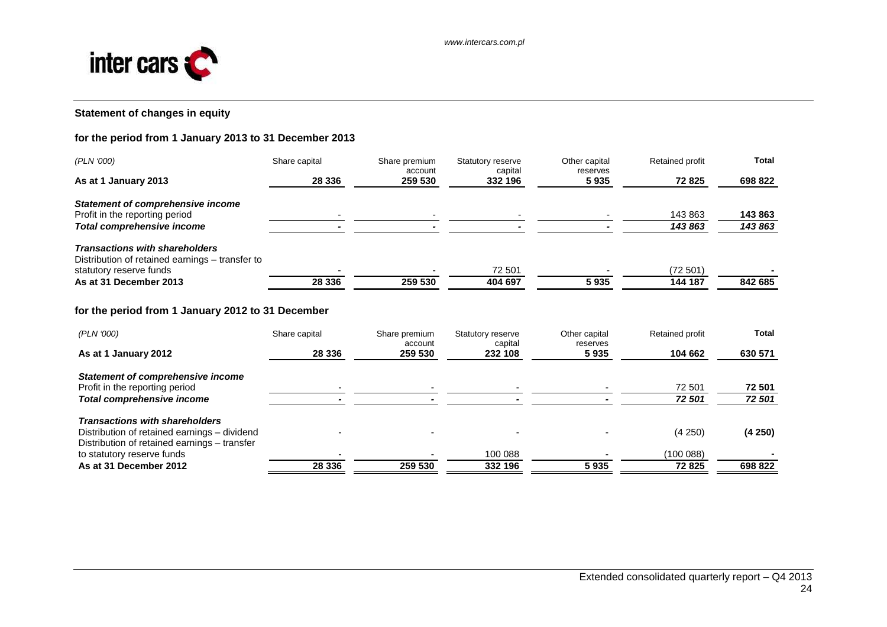## Statement of changes in equity

### for the period from 1 January 2013 to 31 December 2013

| *(PLN '000)* | Share capital | Share premium account | Statutory reserve capital | Other capital reserves | Retained profit | **Total** |
|---|---|---|---|---|---|---|
| **As at 1 January 2013** | **28 336** | **259 530** | **332 196** | **5 935** | **72 825** | **698 822** |
| ***Statement of comprehensive income*** | | | | | | |
| Profit in the reporting period | - | - | - | - | 143 863 | **143 863** |
| ***Total comprehensive income*** | **-** | **-** | **-** | **-** | ***143 863*** | ***143 863*** |
| ***Transactions with shareholders*** | | | | | | |
| Distribution of retained earnings – transfer to statutory reserve funds | - | - | 72 501 | - | (72 501) | **-** |
| **As at 31 December 2013** | **28 336** | **259 530** | **404 697** | **5 935** | **144 187** | **842 685** |

### for the period from 1 January 2012 to 31 December

| *(PLN '000)* | Share capital | Share premium account | Statutory reserve capital | Other capital reserves | Retained profit | **Total** |
|---|---|---|---|---|---|---|
| **As at 1 January 2012** | **28 336** | **259 530** | **232 108** | **5 935** | **104 662** | **630 571** |
| ***Statement of comprehensive income*** | | | | | | |
| Profit in the reporting period | - | - | - | - | 72 501 | **72 501** |
| ***Total comprehensive income*** | **-** | **-** | **-** | **-** | ***72 501*** | ***72 501*** |
| ***Transactions with shareholders*** | | | | | | |
| Distribution of retained earnings – dividend | - | - | - | - | (4 250) | **(4 250)** |
| Distribution of retained earnings – transfer to statutory reserve funds | - | - | 100 088 | - | (100 088) | **-** |
| **As at 31 December 2012** | **28 336** | **259 530** | **332 196** | **5 935** | **72 825** | **698 822** |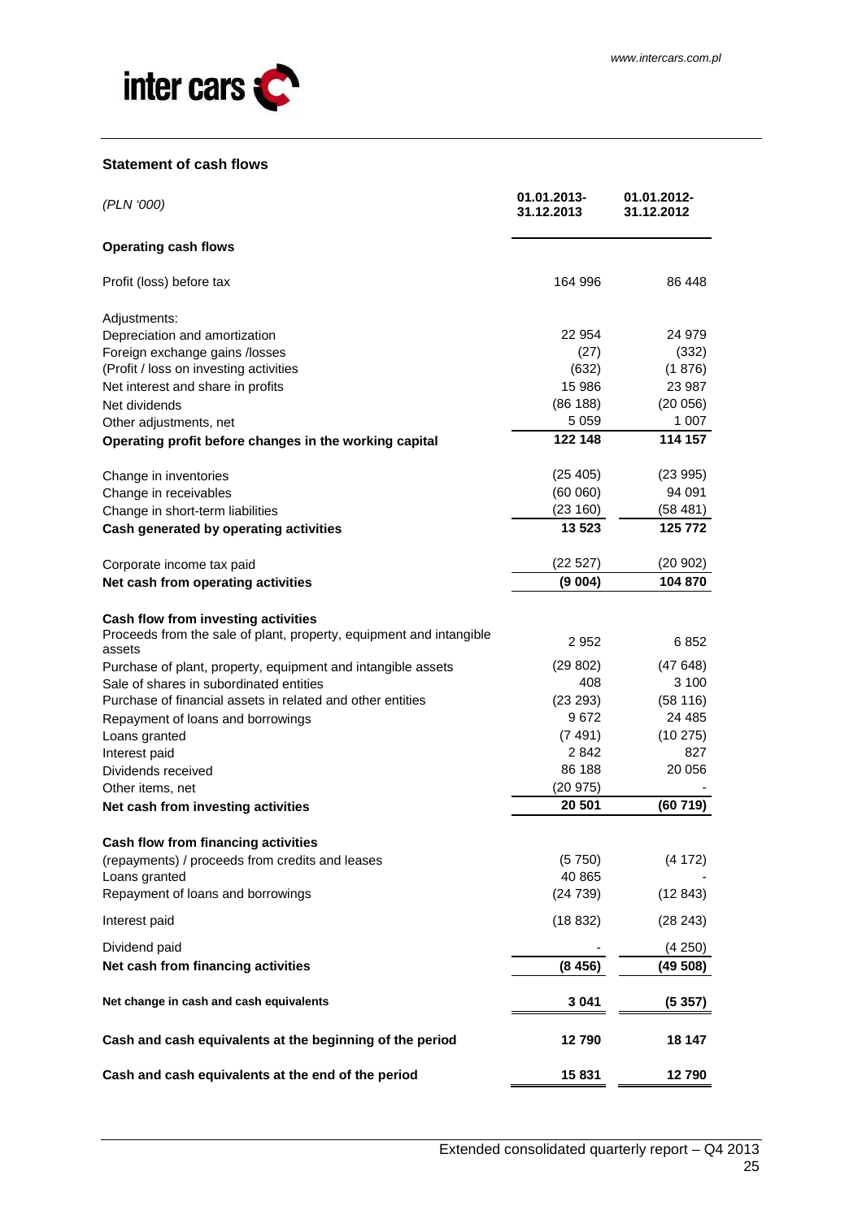### Statement of cash flows

| *(PLN '000)* | 01.01.2013-31.12.2013 | 01.01.2012-31.12.2012 |
|---|---|---|
| **Operating cash flows** | | |
| Profit (loss) before tax | 164 996 | 86 448 |
| Adjustments: | | |
| Depreciation and amortization | 22 954 | 24 979 |
| Foreign exchange gains /losses | (27) | (332) |
| (Profit / loss on investing activities | (632) | (1 876) |
| Net interest and share in profits | 15 986 | 23 987 |
| Net dividends | (86 188) | (20 056) |
| Other adjustments, net | 5 059 | 1 007 |
| **Operating profit before changes in the working capital** | **122 148** | **114 157** |
| Change in inventories | (25 405) | (23 995) |
| Change in receivables | (60 060) | 94 091 |
| Change in short-term liabilities | (23 160) | (58 481) |
| **Cash generated by operating activities** | **13 523** | **125 772** |
| Corporate income tax paid | (22 527) | (20 902) |
| **Net cash from operating activities** | **(9 004)** | **104 870** |
| **Cash flow from investing activities** | | |
| Proceeds from the sale of plant, property, equipment and intangible assets | 2 952 | 6 852 |
| Purchase of plant, property, equipment and intangible assets | (29 802) | (47 648) |
| Sale of shares in subordinated entities | 408 | 3 100 |
| Purchase of financial assets in related and other entities | (23 293) | (58 116) |
| Repayment of loans and borrowings | 9 672 | 24 485 |
| Loans granted | (7 491) | (10 275) |
| Interest paid | 2 842 | 827 |
| Dividends received | 86 188 | 20 056 |
| Other items, net | (20 975) | - |
| **Net cash from investing activities** | **20 501** | **(60 719)** |
| **Cash flow from financing activities** | | |
| (repayments) / proceeds from credits and leases | (5 750) | (4 172) |
| Loans granted | 40 865 | - |
| Repayment of loans and borrowings | (24 739) | (12 843) |
| Interest paid | (18 832) | (28 243) |
| Dividend paid | - | (4 250) |
| **Net cash from financing activities** | **(8 456)** | **(49 508)** |
| **Net change in cash and cash equivalents** | **3 041** | **(5 357)** |
| **Cash and cash equivalents at the beginning of the period** | **12 790** | **18 147** |
| **Cash and cash equivalents at the end of the period** | **15 831** | **12 790** |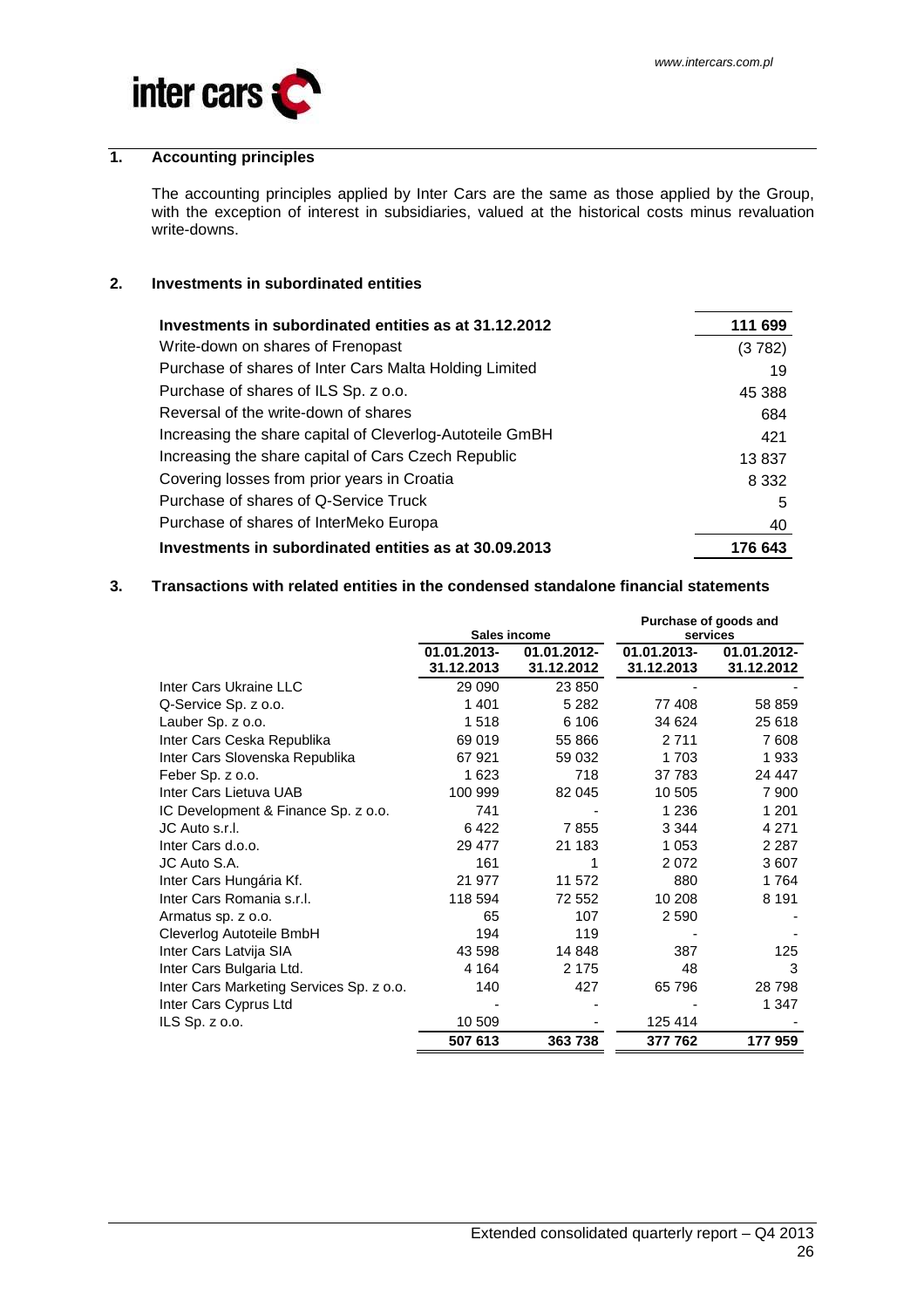## 1. Accounting principles

The accounting principles applied by Inter Cars are the same as those applied by the Group, with the exception of interest in subsidiaries, valued at the historical costs minus revaluation write-downs.

## 2. Investments in subordinated entities

| | |
|---|---|
| **Investments in subordinated entities as at 31.12.2012** | **111 699** |
| Write-down on shares of Frenopast | (3 782) |
| Purchase of shares of Inter Cars Malta Holding Limited | 19 |
| Purchase of shares of ILS Sp. z o.o. | 45 388 |
| Reversal of the write-down of shares | 684 |
| Increasing the share capital of Cleverlog-Autoteile GmBH | 421 |
| Increasing the share capital of Cars Czech Republic | 13 837 |
| Covering losses from prior years in Croatia | 8 332 |
| Purchase of shares of Q-Service Truck | 5 |
| Purchase of shares of InterMeko Europa | 40 |
| **Investments in subordinated entities as at 30.09.2013** | **176 643** |

## 3. Transactions with related entities in the condensed standalone financial statements

| | Sales income | | Purchase of goods and services | |
|---|---|---|---|---|
| | **01.01.2013-31.12.2013** | **01.01.2012-31.12.2012** | **01.01.2013-31.12.2013** | **01.01.2012-31.12.2012** |
| Inter Cars Ukraine LLC | 29 090 | 23 850 | - | - |
| Q-Service Sp. z o.o. | 1 401 | 5 282 | 77 408 | 58 859 |
| Lauber Sp. z o.o. | 1 518 | 6 106 | 34 624 | 25 618 |
| Inter Cars Ceska Republika | 69 019 | 55 866 | 2 711 | 7 608 |
| Inter Cars Slovenska Republika | 67 921 | 59 032 | 1 703 | 1 933 |
| Feber Sp. z o.o. | 1 623 | 718 | 37 783 | 24 447 |
| Inter Cars Lietuva UAB | 100 999 | 82 045 | 10 505 | 7 900 |
| IC Development & Finance Sp. z o.o. | 741 | - | 1 236 | 1 201 |
| JC Auto s.r.l. | 6 422 | 7 855 | 3 344 | 4 271 |
| Inter Cars d.o.o. | 29 477 | 21 183 | 1 053 | 2 287 |
| JC Auto S.A. | 161 | 1 | 2 072 | 3 607 |
| Inter Cars Hungária Kf. | 21 977 | 11 572 | 880 | 1 764 |
| Inter Cars Romania s.r.l. | 118 594 | 72 552 | 10 208 | 8 191 |
| Armatus sp. z o.o. | 65 | 107 | 2 590 | - |
| Cleverlog Autoteile BmbH | 194 | 119 | - | - |
| Inter Cars Latvija SIA | 43 598 | 14 848 | 387 | 125 |
| Inter Cars Bulgaria Ltd. | 4 164 | 2 175 | 48 | 3 |
| Inter Cars Marketing Services Sp. z o.o. | 140 | 427 | 65 796 | 28 798 |
| Inter Cars Cyprus Ltd | - | - | - | 1 347 |
| ILS Sp. z o.o. | 10 509 | - | 125 414 | - |
| | **507 613** | **363 738** | **377 762** | **177 959** |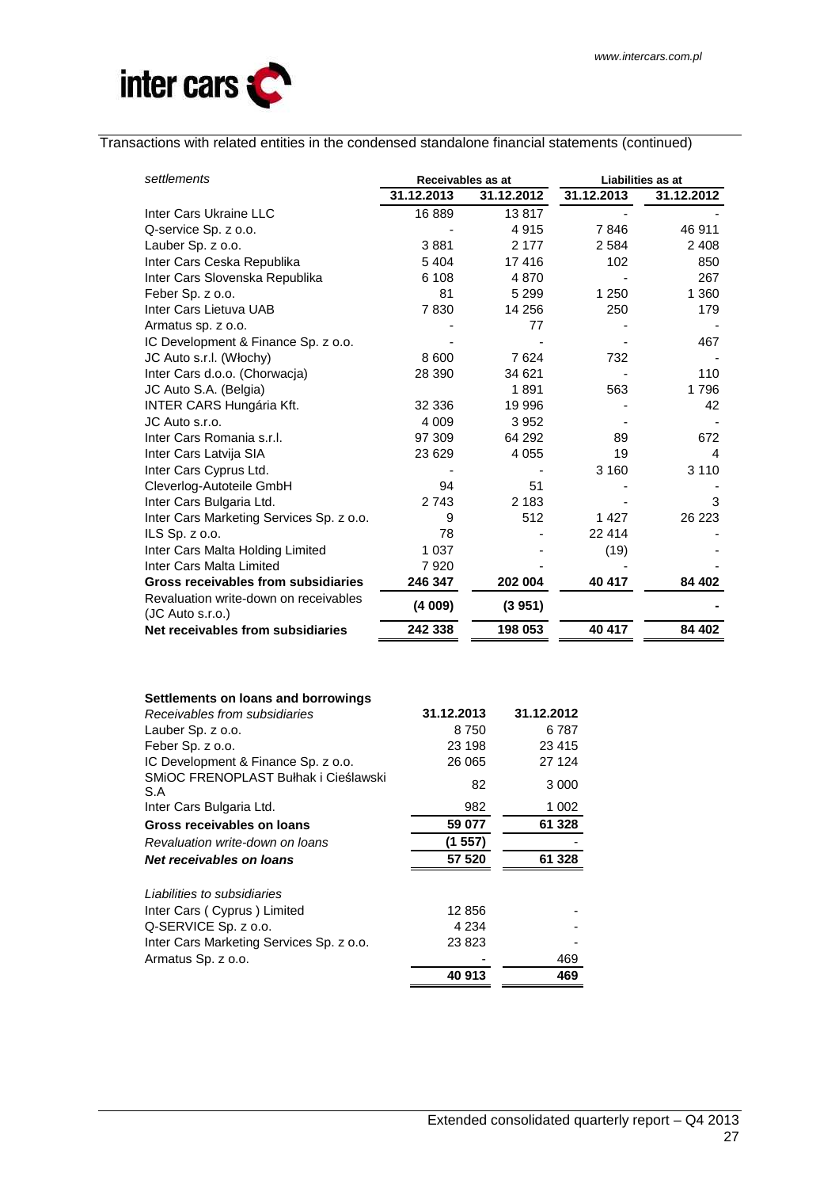Transactions with related entities in the condensed standalone financial statements (continued)

| *settlements* | Receivables as at | | Liabilities as at | |
|---|---|---|---|---|
| | 31.12.2013 | 31.12.2012 | 31.12.2013 | 31.12.2012 |
| Inter Cars Ukraine LLC | 16 889 | 13 817 | - | - |
| Q-service Sp. z o.o. | - | 4 915 | 7 846 | 46 911 |
| Lauber Sp. z o.o. | 3 881 | 2 177 | 2 584 | 2 408 |
| Inter Cars Ceska Republika | 5 404 | 17 416 | 102 | 850 |
| Inter Cars Slovenska Republika | 6 108 | 4 870 | - | 267 |
| Feber Sp. z o.o. | 81 | 5 299 | 1 250 | 1 360 |
| Inter Cars Lietuva UAB | 7 830 | 14 256 | 250 | 179 |
| Armatus sp. z o.o. | - | 77 | - | - |
| IC Development & Finance Sp. z o.o. | - | - | - | 467 |
| JC Auto s.r.l. (Włochy) | 8 600 | 7 624 | 732 | - |
| Inter Cars d.o.o. (Chorwacja) | 28 390 | 34 621 | - | 110 |
| JC Auto S.A. (Belgia) | | 1 891 | 563 | 1 796 |
| INTER CARS Hungária Kft. | 32 336 | 19 996 | - | 42 |
| JC Auto s.r.o. | 4 009 | 3 952 | - | - |
| Inter Cars Romania s.r.l. | 97 309 | 64 292 | 89 | 672 |
| Inter Cars Latvija SIA | 23 629 | 4 055 | 19 | 4 |
| Inter Cars Cyprus Ltd. | - | - | 3 160 | 3 110 |
| Cleverlog-Autoteile GmbH | 94 | 51 | - | - |
| Inter Cars Bulgaria Ltd. | 2 743 | 2 183 | - | 3 |
| Inter Cars Marketing Services Sp. z o.o. | 9 | 512 | 1 427 | 26 223 |
| ILS Sp. z o.o. | 78 | - | 22 414 | - |
| Inter Cars Malta Holding Limited | 1 037 | - | (19) | - |
| Inter Cars Malta Limited | 7 920 | - | - | - |
| **Gross receivables from subsidiaries** | **246 347** | **202 004** | **40 417** | **84 402** |
| Revaluation write-down on receivables (JC Auto s.r.o.) | **(4 009)** | **(3 951)** | | **-** |
| **Net receivables from subsidiaries** | **242 338** | **198 053** | **40 417** | **84 402** |

| **Settlements on loans and borrowings** | | |
|---|---|---|
| *Receivables from subsidiaries* | **31.12.2013** | **31.12.2012** |
| Lauber Sp. z o.o. | 8 750 | 6 787 |
| Feber Sp. z o.o. | 23 198 | 23 415 |
| IC Development & Finance Sp. z o.o. | 26 065 | 27 124 |
| SMiOC FRENOPLAST Bułhak i Cieślawski S.A | 82 | 3 000 |
| Inter Cars Bulgaria Ltd. | 982 | 1 002 |
| **Gross receivables on loans** | **59 077** | **61 328** |
| *Revaluation write-down on loans* | **(1 557)** | **-** |
| ***Net receivables on loans*** | **57 520** | **61 328** |
| | | |
| *Liabilities to subsidiaries* | | |
| Inter Cars ( Cyprus ) Limited | 12 856 | - |
| Q-SERVICE Sp. z o.o. | 4 234 | - |
| Inter Cars Marketing Services Sp. z o.o. | 23 823 | - |
| Armatus Sp. z o.o. | - | 469 |
| | **40 913** | **469** |